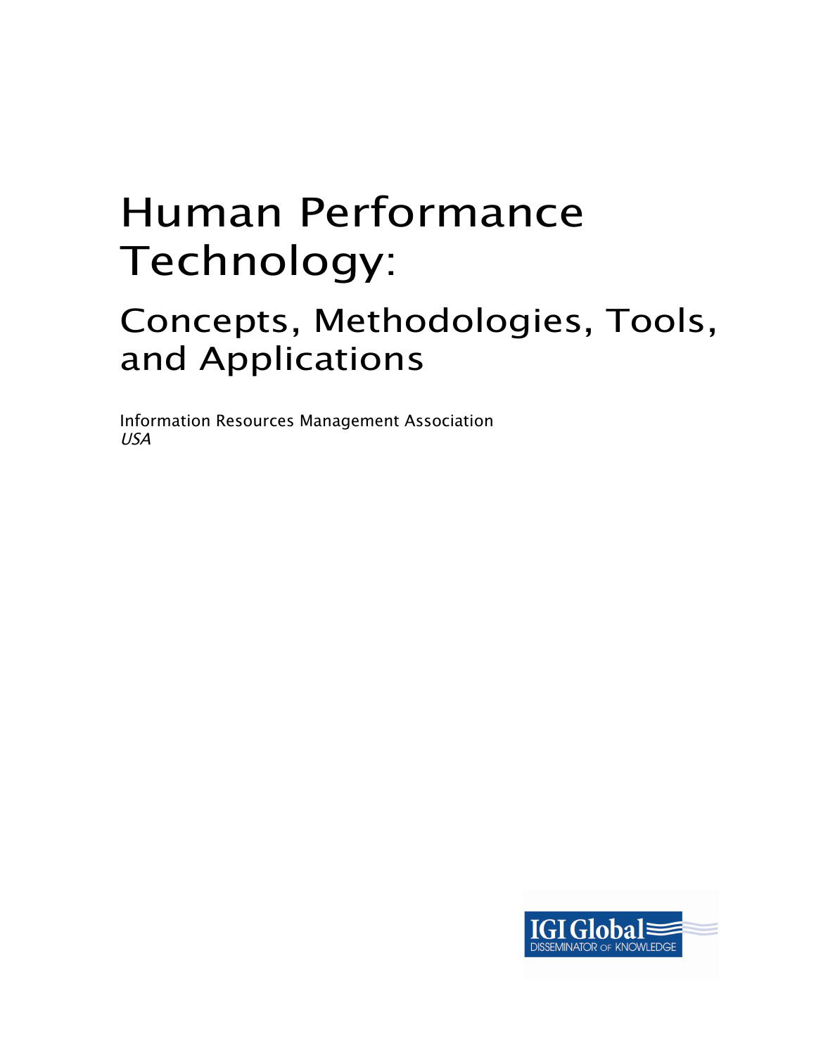# Human Performance Technology:

## Concepts, Methodologies, Tools, and Applications

Information Resources Management Association
*USA*

IGI Global
DISSEMINATOR OF KNOWLEDGE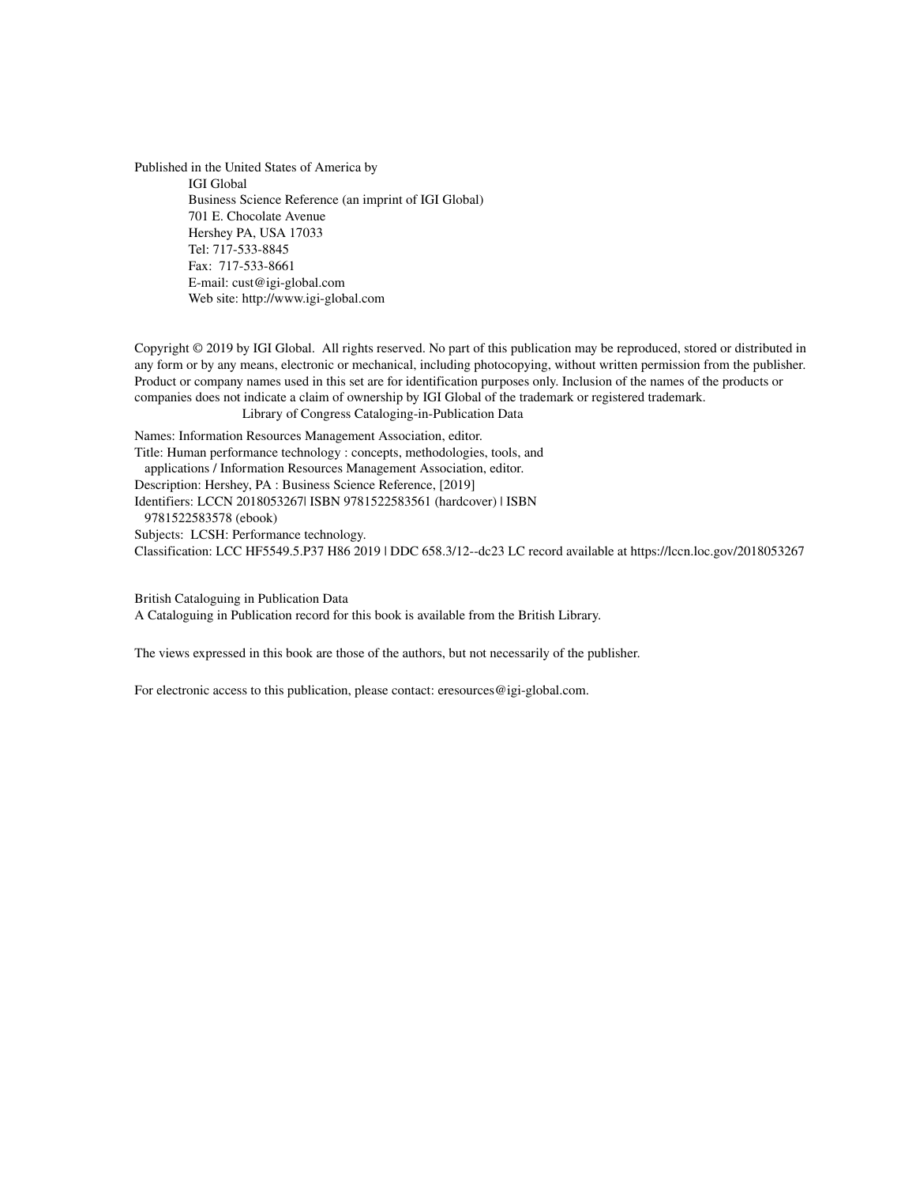Published in the United States of America by
IGI Global
Business Science Reference (an imprint of IGI Global)
701 E. Chocolate Avenue
Hershey PA, USA 17033
Tel: 717-533-8845
Fax: 717-533-8661
E-mail: cust@igi-global.com
Web site: http://www.igi-global.com

Copyright © 2019 by IGI Global. All rights reserved. No part of this publication may be reproduced, stored or distributed in any form or by any means, electronic or mechanical, including photocopying, without written permission from the publisher. Product or company names used in this set are for identification purposes only. Inclusion of the names of the products or companies does not indicate a claim of ownership by IGI Global of the trademark or registered trademark.

Library of Congress Cataloging-in-Publication Data

Names: Information Resources Management Association, editor.
Title: Human performance technology : concepts, methodologies, tools, and applications / Information Resources Management Association, editor.
Description: Hershey, PA : Business Science Reference, [2019]
Identifiers: LCCN 2018053267| ISBN 9781522583561 (hardcover) | ISBN 9781522583578 (ebook)
Subjects: LCSH: Performance technology.
Classification: LCC HF5549.5.P37 H86 2019 | DDC 658.3/12--dc23 LC record available at https://lccn.loc.gov/2018053267

British Cataloguing in Publication Data
A Cataloguing in Publication record for this book is available from the British Library.

The views expressed in this book are those of the authors, but not necessarily of the publisher.

For electronic access to this publication, please contact: eresources@igi-global.com.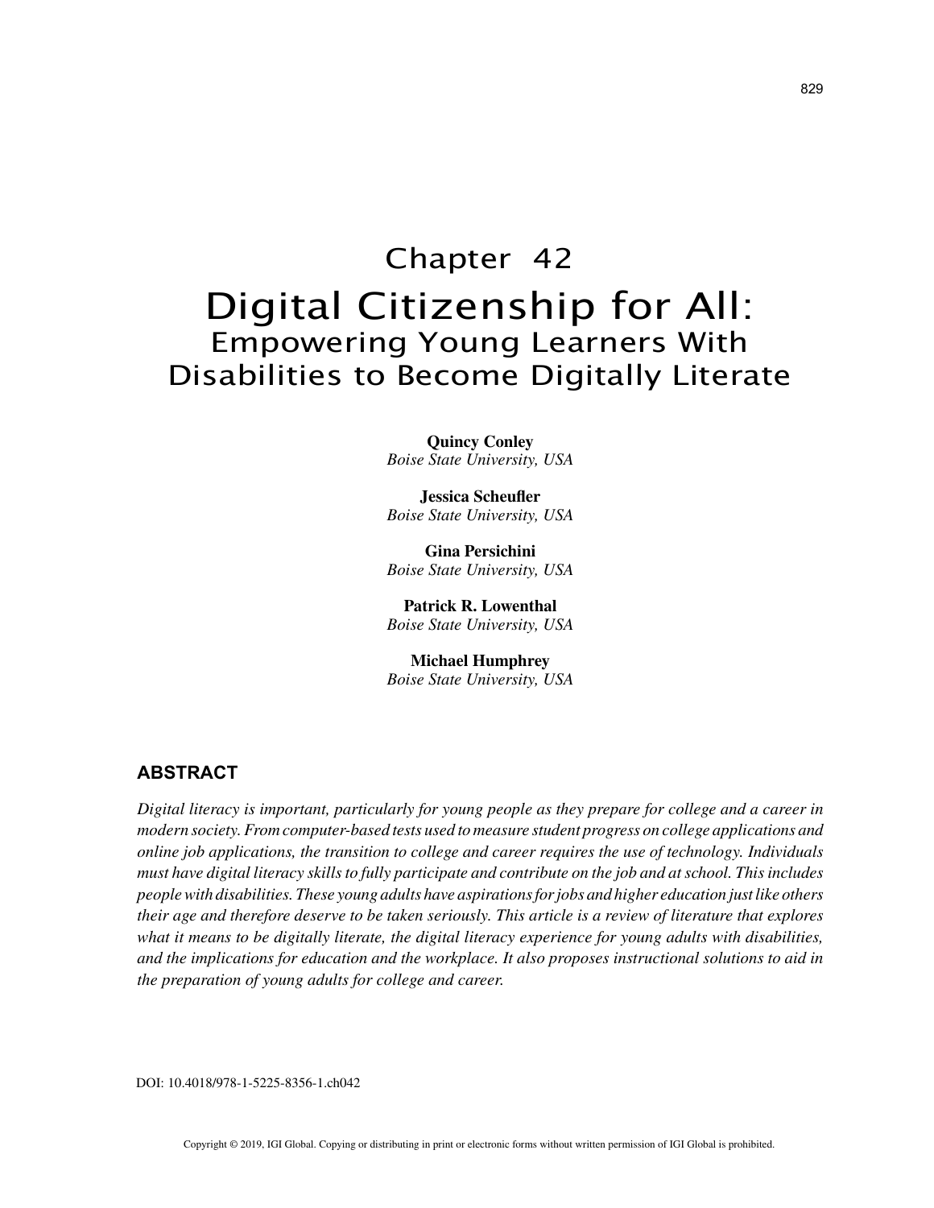# Chapter 42

# Digital Citizenship for All:

## Empowering Young Learners With Disabilities to Become Digitally Literate

**Quincy Conley**
*Boise State University, USA*

**Jessica Scheufler**
*Boise State University, USA*

**Gina Persichini**
*Boise State University, USA*

**Patrick R. Lowenthal**
*Boise State University, USA*

**Michael Humphrey**
*Boise State University, USA*

## ABSTRACT

*Digital literacy is important, particularly for young people as they prepare for college and a career in modern society. From computer-based tests used to measure student progress on college applications and online job applications, the transition to college and career requires the use of technology. Individuals must have digital literacy skills to fully participate and contribute on the job and at school. This includes people with disabilities. These young adults have aspirations for jobs and higher education just like others their age and therefore deserve to be taken seriously. This article is a review of literature that explores what it means to be digitally literate, the digital literacy experience for young adults with disabilities, and the implications for education and the workplace. It also proposes instructional solutions to aid in the preparation of young adults for college and career.*

DOI: 10.4018/978-1-5225-8356-1.ch042

Copyright © 2019, IGI Global. Copying or distributing in print or electronic forms without written permission of IGI Global is prohibited.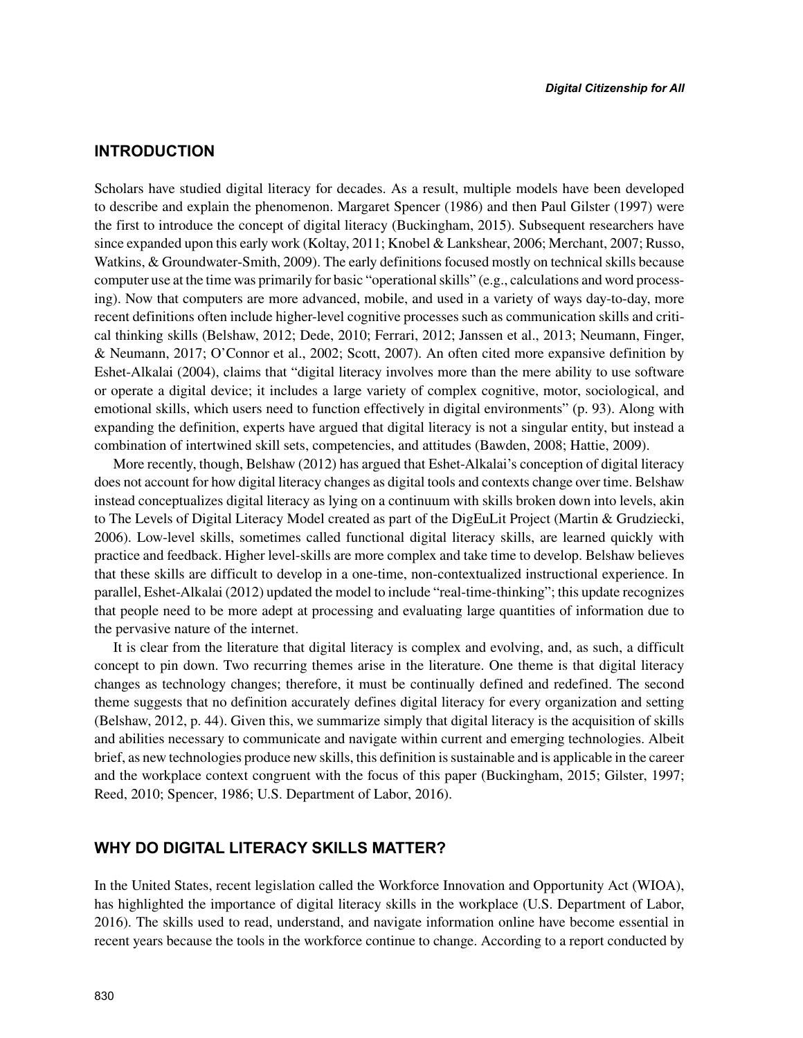## INTRODUCTION

Scholars have studied digital literacy for decades. As a result, multiple models have been developed to describe and explain the phenomenon. Margaret Spencer (1986) and then Paul Gilster (1997) were the first to introduce the concept of digital literacy (Buckingham, 2015). Subsequent researchers have since expanded upon this early work (Koltay, 2011; Knobel & Lankshear, 2006; Merchant, 2007; Russo, Watkins, & Groundwater-Smith, 2009). The early definitions focused mostly on technical skills because computer use at the time was primarily for basic "operational skills" (e.g., calculations and word processing). Now that computers are more advanced, mobile, and used in a variety of ways day-to-day, more recent definitions often include higher-level cognitive processes such as communication skills and critical thinking skills (Belshaw, 2012; Dede, 2010; Ferrari, 2012; Janssen et al., 2013; Neumann, Finger, & Neumann, 2017; O'Connor et al., 2002; Scott, 2007). An often cited more expansive definition by Eshet-Alkalai (2004), claims that "digital literacy involves more than the mere ability to use software or operate a digital device; it includes a large variety of complex cognitive, motor, sociological, and emotional skills, which users need to function effectively in digital environments" (p. 93). Along with expanding the definition, experts have argued that digital literacy is not a singular entity, but instead a combination of intertwined skill sets, competencies, and attitudes (Bawden, 2008; Hattie, 2009).

More recently, though, Belshaw (2012) has argued that Eshet-Alkalai's conception of digital literacy does not account for how digital literacy changes as digital tools and contexts change over time. Belshaw instead conceptualizes digital literacy as lying on a continuum with skills broken down into levels, akin to The Levels of Digital Literacy Model created as part of the DigEuLit Project (Martin & Grudziecki, 2006). Low-level skills, sometimes called functional digital literacy skills, are learned quickly with practice and feedback. Higher level-skills are more complex and take time to develop. Belshaw believes that these skills are difficult to develop in a one-time, non-contextualized instructional experience. In parallel, Eshet-Alkalai (2012) updated the model to include "real-time-thinking"; this update recognizes that people need to be more adept at processing and evaluating large quantities of information due to the pervasive nature of the internet.

It is clear from the literature that digital literacy is complex and evolving, and, as such, a difficult concept to pin down. Two recurring themes arise in the literature. One theme is that digital literacy changes as technology changes; therefore, it must be continually defined and redefined. The second theme suggests that no definition accurately defines digital literacy for every organization and setting (Belshaw, 2012, p. 44). Given this, we summarize simply that digital literacy is the acquisition of skills and abilities necessary to communicate and navigate within current and emerging technologies. Albeit brief, as new technologies produce new skills, this definition is sustainable and is applicable in the career and the workplace context congruent with the focus of this paper (Buckingham, 2015; Gilster, 1997; Reed, 2010; Spencer, 1986; U.S. Department of Labor, 2016).

## WHY DO DIGITAL LITERACY SKILLS MATTER?

In the United States, recent legislation called the Workforce Innovation and Opportunity Act (WIOA), has highlighted the importance of digital literacy skills in the workplace (U.S. Department of Labor, 2016). The skills used to read, understand, and navigate information online have become essential in recent years because the tools in the workforce continue to change. According to a report conducted by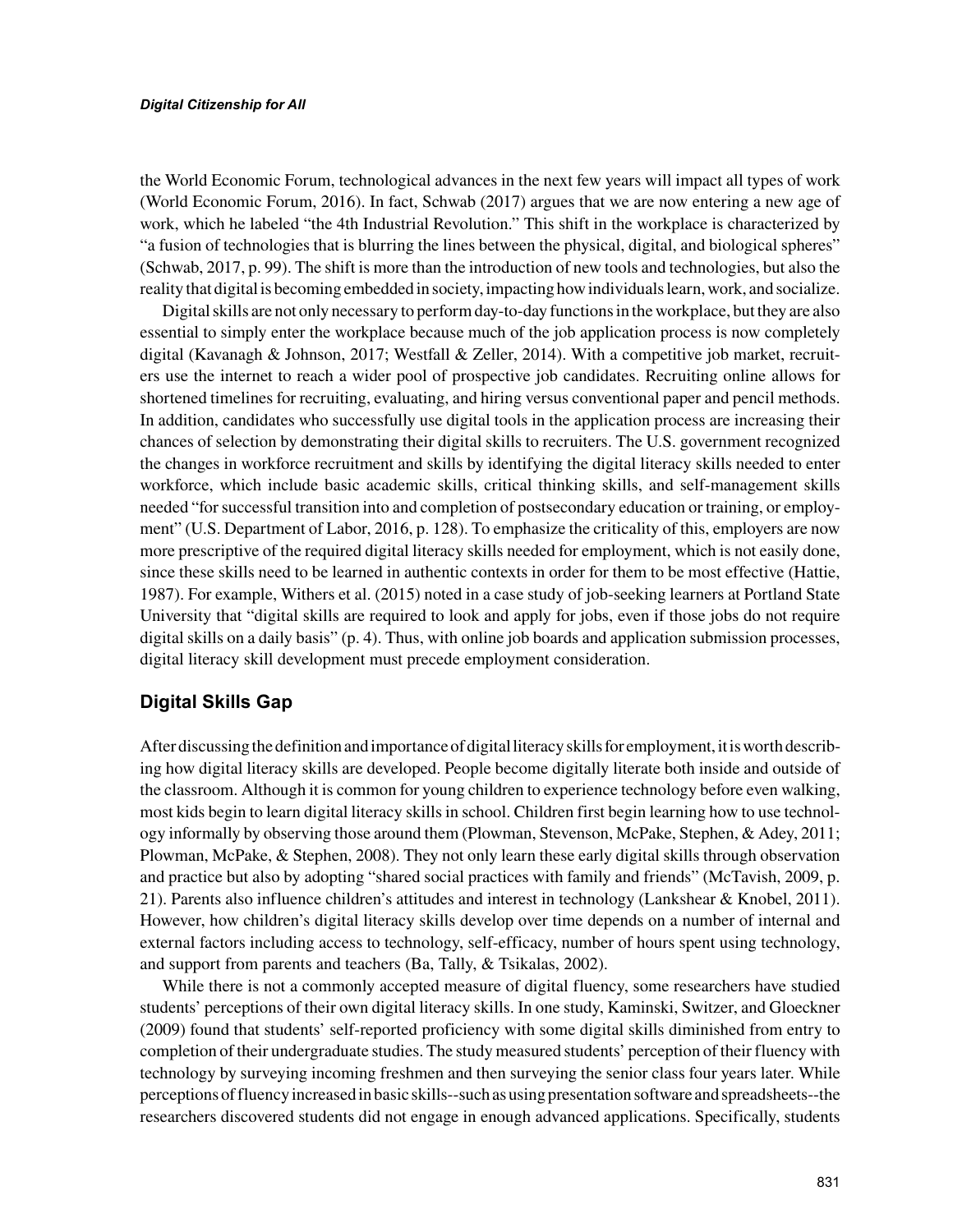the World Economic Forum, technological advances in the next few years will impact all types of work (World Economic Forum, 2016). In fact, Schwab (2017) argues that we are now entering a new age of work, which he labeled "the 4th Industrial Revolution." This shift in the workplace is characterized by "a fusion of technologies that is blurring the lines between the physical, digital, and biological spheres" (Schwab, 2017, p. 99). The shift is more than the introduction of new tools and technologies, but also the reality that digital is becoming embedded in society, impacting how individuals learn, work, and socialize.

Digital skills are not only necessary to perform day-to-day functions in the workplace, but they are also essential to simply enter the workplace because much of the job application process is now completely digital (Kavanagh & Johnson, 2017; Westfall & Zeller, 2014). With a competitive job market, recruiters use the internet to reach a wider pool of prospective job candidates. Recruiting online allows for shortened timelines for recruiting, evaluating, and hiring versus conventional paper and pencil methods. In addition, candidates who successfully use digital tools in the application process are increasing their chances of selection by demonstrating their digital skills to recruiters. The U.S. government recognized the changes in workforce recruitment and skills by identifying the digital literacy skills needed to enter workforce, which include basic academic skills, critical thinking skills, and self-management skills needed "for successful transition into and completion of postsecondary education or training, or employment" (U.S. Department of Labor, 2016, p. 128). To emphasize the criticality of this, employers are now more prescriptive of the required digital literacy skills needed for employment, which is not easily done, since these skills need to be learned in authentic contexts in order for them to be most effective (Hattie, 1987). For example, Withers et al. (2015) noted in a case study of job-seeking learners at Portland State University that "digital skills are required to look and apply for jobs, even if those jobs do not require digital skills on a daily basis" (p. 4). Thus, with online job boards and application submission processes, digital literacy skill development must precede employment consideration.

## Digital Skills Gap

After discussing the definition and importance of digital literacy skills for employment, it is worth describing how digital literacy skills are developed. People become digitally literate both inside and outside of the classroom. Although it is common for young children to experience technology before even walking, most kids begin to learn digital literacy skills in school. Children first begin learning how to use technology informally by observing those around them (Plowman, Stevenson, McPake, Stephen, & Adey, 2011; Plowman, McPake, & Stephen, 2008). They not only learn these early digital skills through observation and practice but also by adopting "shared social practices with family and friends" (McTavish, 2009, p. 21). Parents also influence children's attitudes and interest in technology (Lankshear & Knobel, 2011). However, how children's digital literacy skills develop over time depends on a number of internal and external factors including access to technology, self-efficacy, number of hours spent using technology, and support from parents and teachers (Ba, Tally, & Tsikalas, 2002).

While there is not a commonly accepted measure of digital fluency, some researchers have studied students' perceptions of their own digital literacy skills. In one study, Kaminski, Switzer, and Gloeckner (2009) found that students' self-reported proficiency with some digital skills diminished from entry to completion of their undergraduate studies. The study measured students' perception of their fluency with technology by surveying incoming freshmen and then surveying the senior class four years later. While perceptions of fluency increased in basic skills--such as using presentation software and spreadsheets--the researchers discovered students did not engage in enough advanced applications. Specifically, students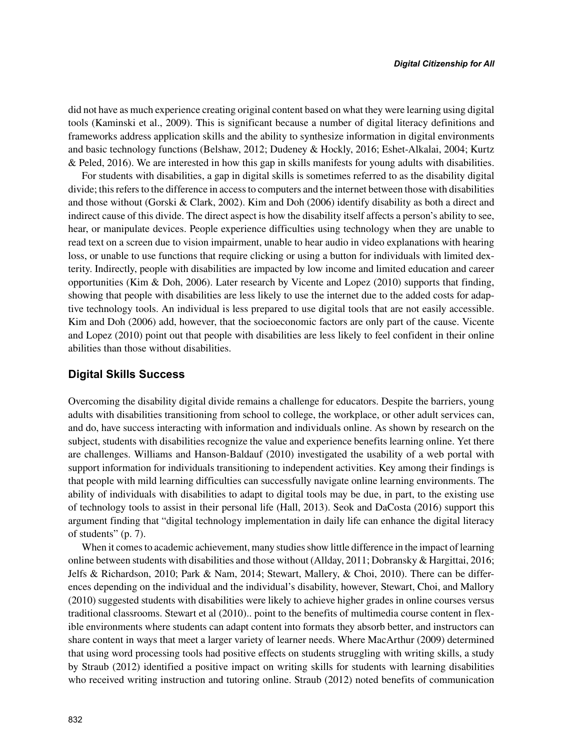did not have as much experience creating original content based on what they were learning using digital tools (Kaminski et al., 2009). This is significant because a number of digital literacy definitions and frameworks address application skills and the ability to synthesize information in digital environments and basic technology functions (Belshaw, 2012; Dudeney & Hockly, 2016; Eshet-Alkalai, 2004; Kurtz & Peled, 2016). We are interested in how this gap in skills manifests for young adults with disabilities.

For students with disabilities, a gap in digital skills is sometimes referred to as the disability digital divide; this refers to the difference in access to computers and the internet between those with disabilities and those without (Gorski & Clark, 2002). Kim and Doh (2006) identify disability as both a direct and indirect cause of this divide. The direct aspect is how the disability itself affects a person's ability to see, hear, or manipulate devices. People experience difficulties using technology when they are unable to read text on a screen due to vision impairment, unable to hear audio in video explanations with hearing loss, or unable to use functions that require clicking or using a button for individuals with limited dexterity. Indirectly, people with disabilities are impacted by low income and limited education and career opportunities (Kim & Doh, 2006). Later research by Vicente and Lopez (2010) supports that finding, showing that people with disabilities are less likely to use the internet due to the added costs for adaptive technology tools. An individual is less prepared to use digital tools that are not easily accessible. Kim and Doh (2006) add, however, that the socioeconomic factors are only part of the cause. Vicente and Lopez (2010) point out that people with disabilities are less likely to feel confident in their online abilities than those without disabilities.

## Digital Skills Success

Overcoming the disability digital divide remains a challenge for educators. Despite the barriers, young adults with disabilities transitioning from school to college, the workplace, or other adult services can, and do, have success interacting with information and individuals online. As shown by research on the subject, students with disabilities recognize the value and experience benefits learning online. Yet there are challenges. Williams and Hanson-Baldauf (2010) investigated the usability of a web portal with support information for individuals transitioning to independent activities. Key among their findings is that people with mild learning difficulties can successfully navigate online learning environments. The ability of individuals with disabilities to adapt to digital tools may be due, in part, to the existing use of technology tools to assist in their personal life (Hall, 2013). Seok and DaCosta (2016) support this argument finding that "digital technology implementation in daily life can enhance the digital literacy of students" (p. 7).

When it comes to academic achievement, many studies show little difference in the impact of learning online between students with disabilities and those without (Allday, 2011; Dobransky & Hargittai, 2016; Jelfs & Richardson, 2010; Park & Nam, 2014; Stewart, Mallery, & Choi, 2010). There can be differences depending on the individual and the individual's disability, however, Stewart, Choi, and Mallory (2010) suggested students with disabilities were likely to achieve higher grades in online courses versus traditional classrooms. Stewart et al (2010).. point to the benefits of multimedia course content in flexible environments where students can adapt content into formats they absorb better, and instructors can share content in ways that meet a larger variety of learner needs. Where MacArthur (2009) determined that using word processing tools had positive effects on students struggling with writing skills, a study by Straub (2012) identified a positive impact on writing skills for students with learning disabilities who received writing instruction and tutoring online. Straub (2012) noted benefits of communication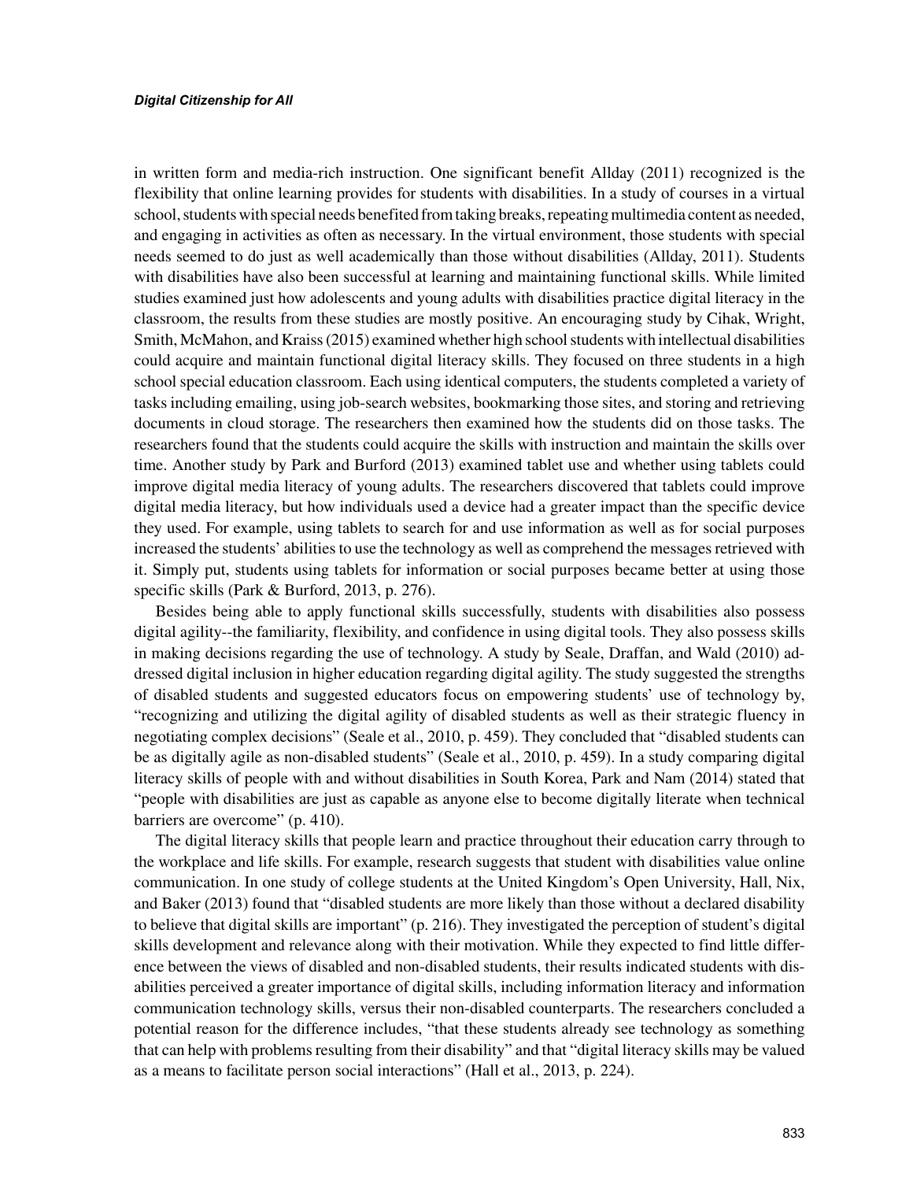in written form and media-rich instruction. One significant benefit Allday (2011) recognized is the flexibility that online learning provides for students with disabilities. In a study of courses in a virtual school, students with special needs benefited from taking breaks, repeating multimedia content as needed, and engaging in activities as often as necessary. In the virtual environment, those students with special needs seemed to do just as well academically than those without disabilities (Allday, 2011). Students with disabilities have also been successful at learning and maintaining functional skills. While limited studies examined just how adolescents and young adults with disabilities practice digital literacy in the classroom, the results from these studies are mostly positive. An encouraging study by Cihak, Wright, Smith, McMahon, and Kraiss (2015) examined whether high school students with intellectual disabilities could acquire and maintain functional digital literacy skills. They focused on three students in a high school special education classroom. Each using identical computers, the students completed a variety of tasks including emailing, using job-search websites, bookmarking those sites, and storing and retrieving documents in cloud storage. The researchers then examined how the students did on those tasks. The researchers found that the students could acquire the skills with instruction and maintain the skills over time. Another study by Park and Burford (2013) examined tablet use and whether using tablets could improve digital media literacy of young adults. The researchers discovered that tablets could improve digital media literacy, but how individuals used a device had a greater impact than the specific device they used. For example, using tablets to search for and use information as well as for social purposes increased the students' abilities to use the technology as well as comprehend the messages retrieved with it. Simply put, students using tablets for information or social purposes became better at using those specific skills (Park & Burford, 2013, p. 276).

Besides being able to apply functional skills successfully, students with disabilities also possess digital agility--the familiarity, flexibility, and confidence in using digital tools. They also possess skills in making decisions regarding the use of technology. A study by Seale, Draffan, and Wald (2010) addressed digital inclusion in higher education regarding digital agility. The study suggested the strengths of disabled students and suggested educators focus on empowering students' use of technology by, "recognizing and utilizing the digital agility of disabled students as well as their strategic fluency in negotiating complex decisions" (Seale et al., 2010, p. 459). They concluded that "disabled students can be as digitally agile as non-disabled students" (Seale et al., 2010, p. 459). In a study comparing digital literacy skills of people with and without disabilities in South Korea, Park and Nam (2014) stated that "people with disabilities are just as capable as anyone else to become digitally literate when technical barriers are overcome" (p. 410).

The digital literacy skills that people learn and practice throughout their education carry through to the workplace and life skills. For example, research suggests that student with disabilities value online communication. In one study of college students at the United Kingdom's Open University, Hall, Nix, and Baker (2013) found that "disabled students are more likely than those without a declared disability to believe that digital skills are important" (p. 216). They investigated the perception of student's digital skills development and relevance along with their motivation. While they expected to find little difference between the views of disabled and non-disabled students, their results indicated students with disabilities perceived a greater importance of digital skills, including information literacy and information communication technology skills, versus their non-disabled counterparts. The researchers concluded a potential reason for the difference includes, "that these students already see technology as something that can help with problems resulting from their disability" and that "digital literacy skills may be valued as a means to facilitate person social interactions" (Hall et al., 2013, p. 224).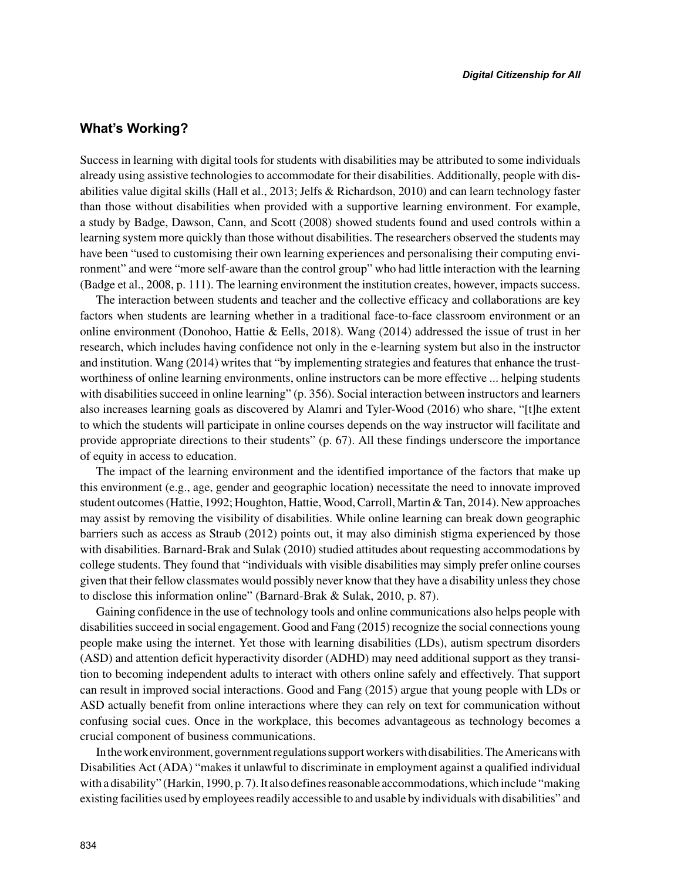## What's Working?

Success in learning with digital tools for students with disabilities may be attributed to some individuals already using assistive technologies to accommodate for their disabilities. Additionally, people with disabilities value digital skills (Hall et al., 2013; Jelfs & Richardson, 2010) and can learn technology faster than those without disabilities when provided with a supportive learning environment. For example, a study by Badge, Dawson, Cann, and Scott (2008) showed students found and used controls within a learning system more quickly than those without disabilities. The researchers observed the students may have been "used to customising their own learning experiences and personalising their computing environment" and were "more self-aware than the control group" who had little interaction with the learning (Badge et al., 2008, p. 111). The learning environment the institution creates, however, impacts success.

The interaction between students and teacher and the collective efficacy and collaborations are key factors when students are learning whether in a traditional face-to-face classroom environment or an online environment (Donohoo, Hattie & Eells, 2018). Wang (2014) addressed the issue of trust in her research, which includes having confidence not only in the e-learning system but also in the instructor and institution. Wang (2014) writes that "by implementing strategies and features that enhance the trustworthiness of online learning environments, online instructors can be more effective ... helping students with disabilities succeed in online learning" (p. 356). Social interaction between instructors and learners also increases learning goals as discovered by Alamri and Tyler-Wood (2016) who share, "[t]he extent to which the students will participate in online courses depends on the way instructor will facilitate and provide appropriate directions to their students" (p. 67). All these findings underscore the importance of equity in access to education.

The impact of the learning environment and the identified importance of the factors that make up this environment (e.g., age, gender and geographic location) necessitate the need to innovate improved student outcomes (Hattie, 1992; Houghton, Hattie, Wood, Carroll, Martin & Tan, 2014). New approaches may assist by removing the visibility of disabilities. While online learning can break down geographic barriers such as access as Straub (2012) points out, it may also diminish stigma experienced by those with disabilities. Barnard-Brak and Sulak (2010) studied attitudes about requesting accommodations by college students. They found that "individuals with visible disabilities may simply prefer online courses given that their fellow classmates would possibly never know that they have a disability unless they chose to disclose this information online" (Barnard-Brak & Sulak, 2010, p. 87).

Gaining confidence in the use of technology tools and online communications also helps people with disabilities succeed in social engagement. Good and Fang (2015) recognize the social connections young people make using the internet. Yet those with learning disabilities (LDs), autism spectrum disorders (ASD) and attention deficit hyperactivity disorder (ADHD) may need additional support as they transition to becoming independent adults to interact with others online safely and effectively. That support can result in improved social interactions. Good and Fang (2015) argue that young people with LDs or ASD actually benefit from online interactions where they can rely on text for communication without confusing social cues. Once in the workplace, this becomes advantageous as technology becomes a crucial component of business communications.

In the work environment, government regulations support workers with disabilities. The Americans with Disabilities Act (ADA) "makes it unlawful to discriminate in employment against a qualified individual with a disability" (Harkin, 1990, p. 7). It also defines reasonable accommodations, which include "making existing facilities used by employees readily accessible to and usable by individuals with disabilities" and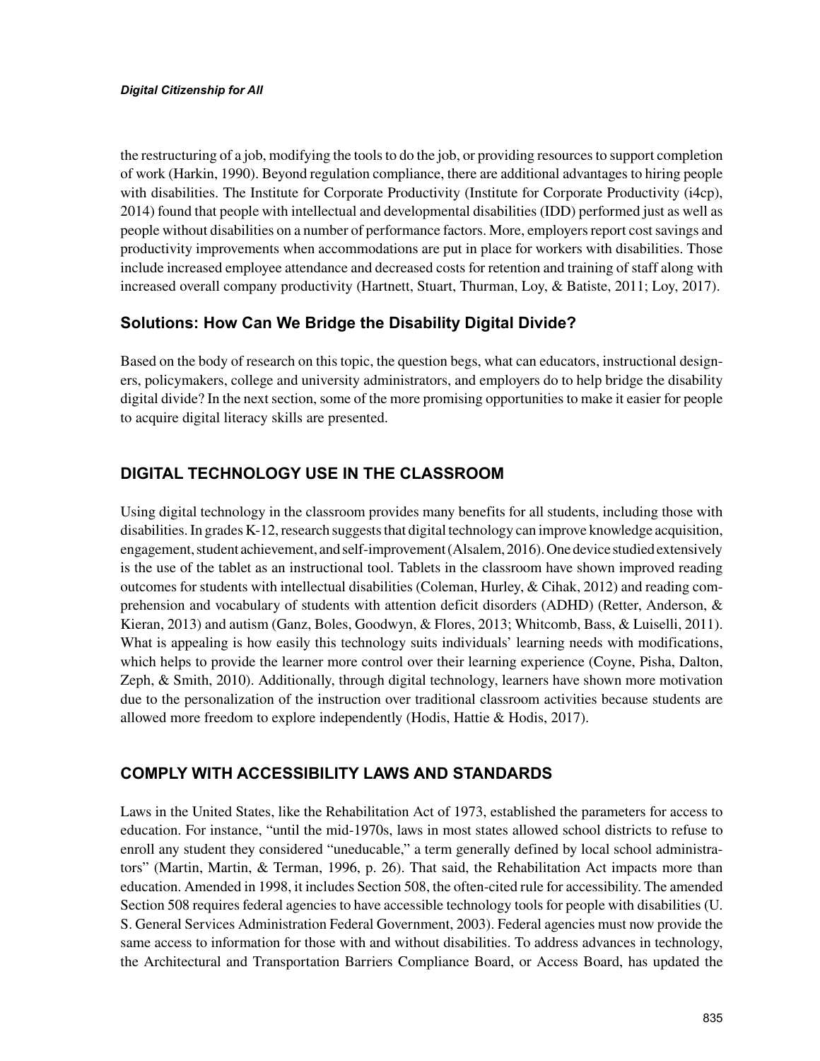the restructuring of a job, modifying the tools to do the job, or providing resources to support completion of work (Harkin, 1990). Beyond regulation compliance, there are additional advantages to hiring people with disabilities. The Institute for Corporate Productivity (Institute for Corporate Productivity (i4cp), 2014) found that people with intellectual and developmental disabilities (IDD) performed just as well as people without disabilities on a number of performance factors. More, employers report cost savings and productivity improvements when accommodations are put in place for workers with disabilities. Those include increased employee attendance and decreased costs for retention and training of staff along with increased overall company productivity (Hartnett, Stuart, Thurman, Loy, & Batiste, 2011; Loy, 2017).

### Solutions: How Can We Bridge the Disability Digital Divide?

Based on the body of research on this topic, the question begs, what can educators, instructional designers, policymakers, college and university administrators, and employers do to help bridge the disability digital divide? In the next section, some of the more promising opportunities to make it easier for people to acquire digital literacy skills are presented.

## DIGITAL TECHNOLOGY USE IN THE CLASSROOM

Using digital technology in the classroom provides many benefits for all students, including those with disabilities. In grades K-12, research suggests that digital technology can improve knowledge acquisition, engagement, student achievement, and self-improvement (Alsalem, 2016). One device studied extensively is the use of the tablet as an instructional tool. Tablets in the classroom have shown improved reading outcomes for students with intellectual disabilities (Coleman, Hurley, & Cihak, 2012) and reading comprehension and vocabulary of students with attention deficit disorders (ADHD) (Retter, Anderson, & Kieran, 2013) and autism (Ganz, Boles, Goodwyn, & Flores, 2013; Whitcomb, Bass, & Luiselli, 2011). What is appealing is how easily this technology suits individuals' learning needs with modifications, which helps to provide the learner more control over their learning experience (Coyne, Pisha, Dalton, Zeph, & Smith, 2010). Additionally, through digital technology, learners have shown more motivation due to the personalization of the instruction over traditional classroom activities because students are allowed more freedom to explore independently (Hodis, Hattie & Hodis, 2017).

## COMPLY WITH ACCESSIBILITY LAWS AND STANDARDS

Laws in the United States, like the Rehabilitation Act of 1973, established the parameters for access to education. For instance, "until the mid-1970s, laws in most states allowed school districts to refuse to enroll any student they considered "uneducable," a term generally defined by local school administrators" (Martin, Martin, & Terman, 1996, p. 26). That said, the Rehabilitation Act impacts more than education. Amended in 1998, it includes Section 508, the often-cited rule for accessibility. The amended Section 508 requires federal agencies to have accessible technology tools for people with disabilities (U. S. General Services Administration Federal Government, 2003). Federal agencies must now provide the same access to information for those with and without disabilities. To address advances in technology, the Architectural and Transportation Barriers Compliance Board, or Access Board, has updated the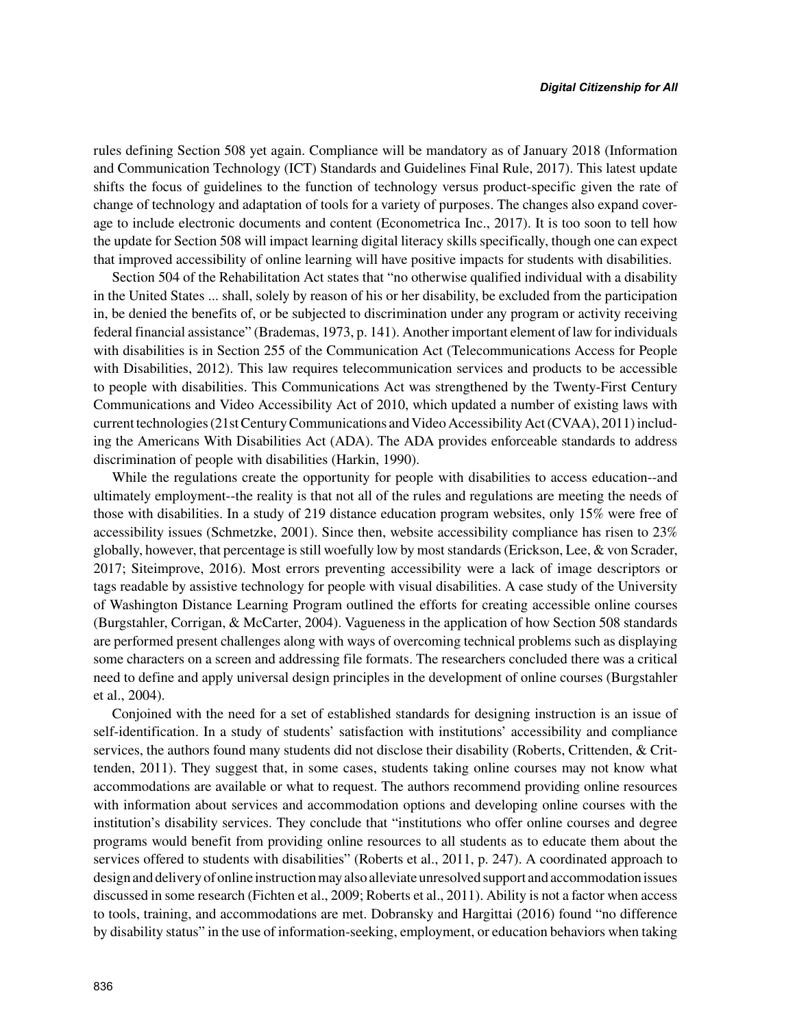rules defining Section 508 yet again. Compliance will be mandatory as of January 2018 (Information and Communication Technology (ICT) Standards and Guidelines Final Rule, 2017). This latest update shifts the focus of guidelines to the function of technology versus product-specific given the rate of change of technology and adaptation of tools for a variety of purposes. The changes also expand coverage to include electronic documents and content (Econometrica Inc., 2017). It is too soon to tell how the update for Section 508 will impact learning digital literacy skills specifically, though one can expect that improved accessibility of online learning will have positive impacts for students with disabilities.

Section 504 of the Rehabilitation Act states that "no otherwise qualified individual with a disability in the United States ... shall, solely by reason of his or her disability, be excluded from the participation in, be denied the benefits of, or be subjected to discrimination under any program or activity receiving federal financial assistance" (Brademas, 1973, p. 141). Another important element of law for individuals with disabilities is in Section 255 of the Communication Act (Telecommunications Access for People with Disabilities, 2012). This law requires telecommunication services and products to be accessible to people with disabilities. This Communications Act was strengthened by the Twenty-First Century Communications and Video Accessibility Act of 2010, which updated a number of existing laws with current technologies (21st Century Communications and Video Accessibility Act (CVAA), 2011) including the Americans With Disabilities Act (ADA). The ADA provides enforceable standards to address discrimination of people with disabilities (Harkin, 1990).

While the regulations create the opportunity for people with disabilities to access education--and ultimately employment--the reality is that not all of the rules and regulations are meeting the needs of those with disabilities. In a study of 219 distance education program websites, only 15% were free of accessibility issues (Schmetzke, 2001). Since then, website accessibility compliance has risen to 23% globally, however, that percentage is still woefully low by most standards (Erickson, Lee, & von Scrader, 2017; Siteimprove, 2016). Most errors preventing accessibility were a lack of image descriptors or tags readable by assistive technology for people with visual disabilities. A case study of the University of Washington Distance Learning Program outlined the efforts for creating accessible online courses (Burgstahler, Corrigan, & McCarter, 2004). Vagueness in the application of how Section 508 standards are performed present challenges along with ways of overcoming technical problems such as displaying some characters on a screen and addressing file formats. The researchers concluded there was a critical need to define and apply universal design principles in the development of online courses (Burgstahler et al., 2004).

Conjoined with the need for a set of established standards for designing instruction is an issue of self-identification. In a study of students' satisfaction with institutions' accessibility and compliance services, the authors found many students did not disclose their disability (Roberts, Crittenden, & Crittenden, 2011). They suggest that, in some cases, students taking online courses may not know what accommodations are available or what to request. The authors recommend providing online resources with information about services and accommodation options and developing online courses with the institution's disability services. They conclude that "institutions who offer online courses and degree programs would benefit from providing online resources to all students as to educate them about the services offered to students with disabilities" (Roberts et al., 2011, p. 247). A coordinated approach to design and delivery of online instruction may also alleviate unresolved support and accommodation issues discussed in some research (Fichten et al., 2009; Roberts et al., 2011). Ability is not a factor when access to tools, training, and accommodations are met. Dobransky and Hargittai (2016) found "no difference by disability status" in the use of information-seeking, employment, or education behaviors when taking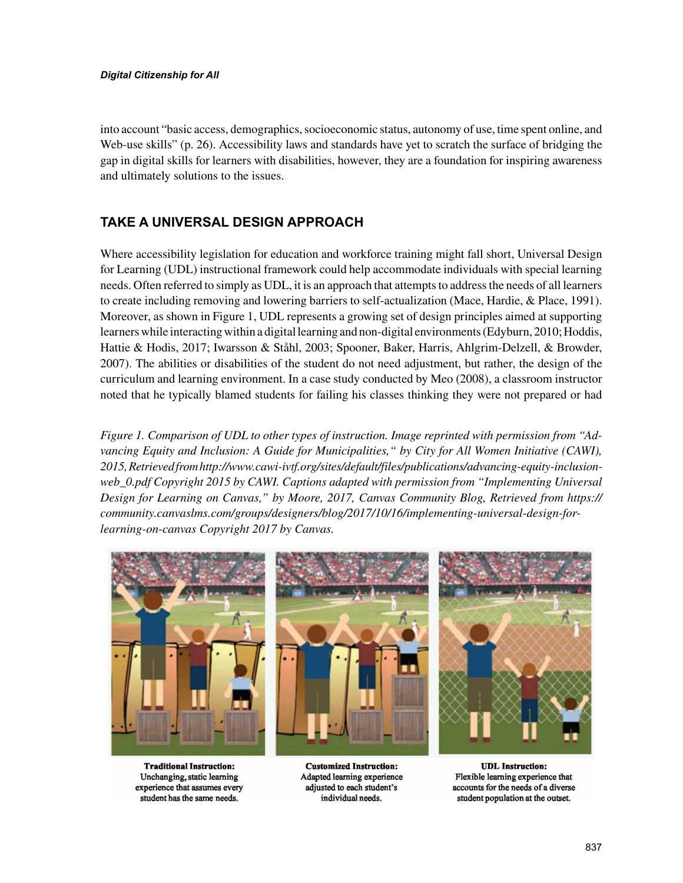into account "basic access, demographics, socioeconomic status, autonomy of use, time spent online, and Web-use skills" (p. 26). Accessibility laws and standards have yet to scratch the surface of bridging the gap in digital skills for learners with disabilities, however, they are a foundation for inspiring awareness and ultimately solutions to the issues.

## TAKE A UNIVERSAL DESIGN APPROACH

Where accessibility legislation for education and workforce training might fall short, Universal Design for Learning (UDL) instructional framework could help accommodate individuals with special learning needs. Often referred to simply as UDL, it is an approach that attempts to address the needs of all learners to create including removing and lowering barriers to self-actualization (Mace, Hardie, & Place, 1991). Moreover, as shown in Figure 1, UDL represents a growing set of design principles aimed at supporting learners while interacting within a digital learning and non-digital environments (Edyburn, 2010; Hoddis, Hattie & Hodis, 2017; Iwarsson & Ståhl, 2003; Spooner, Baker, Harris, Ahlgrim-Delzell, & Browder, 2007). The abilities or disabilities of the student do not need adjustment, but rather, the design of the curriculum and learning environment. In a case study conducted by Meo (2008), a classroom instructor noted that he typically blamed students for failing his classes thinking they were not prepared or had

*Figure 1. Comparison of UDL to other types of instruction. Image reprinted with permission from "Advancing Equity and Inclusion: A Guide for Municipalities," by City for All Women Initiative (CAWI), 2015, Retrieved from http://www.cawi-ivtf.org/sites/default/files/publications/advancing-equity-inclusion-web_0.pdf Copyright 2015 by CAWI. Captions adapted with permission from "Implementing Universal Design for Learning on Canvas," by Moore, 2017, Canvas Community Blog, Retrieved from https://community.canvaslms.com/groups/designers/blog/2017/10/16/implementing-universal-design-for-learning-on-canvas Copyright 2017 by Canvas.*

**Traditional Instruction:** Unchanging, static learning experience that assumes every student has the same needs.

**Customized Instruction:** Adapted learning experience adjusted to each student's individual needs.

**UDL Instruction:** Flexible learning experience that accounts for the needs of a diverse student population at the outset.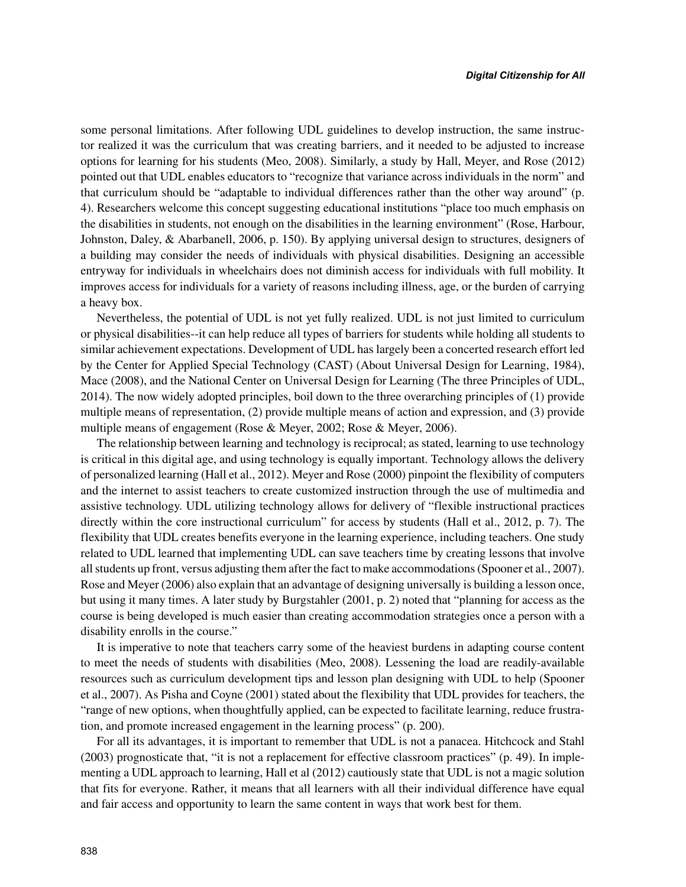some personal limitations. After following UDL guidelines to develop instruction, the same instructor realized it was the curriculum that was creating barriers, and it needed to be adjusted to increase options for learning for his students (Meo, 2008). Similarly, a study by Hall, Meyer, and Rose (2012) pointed out that UDL enables educators to "recognize that variance across individuals in the norm" and that curriculum should be "adaptable to individual differences rather than the other way around" (p. 4). Researchers welcome this concept suggesting educational institutions "place too much emphasis on the disabilities in students, not enough on the disabilities in the learning environment" (Rose, Harbour, Johnston, Daley, & Abarbanell, 2006, p. 150). By applying universal design to structures, designers of a building may consider the needs of individuals with physical disabilities. Designing an accessible entryway for individuals in wheelchairs does not diminish access for individuals with full mobility. It improves access for individuals for a variety of reasons including illness, age, or the burden of carrying a heavy box.

Nevertheless, the potential of UDL is not yet fully realized. UDL is not just limited to curriculum or physical disabilities--it can help reduce all types of barriers for students while holding all students to similar achievement expectations. Development of UDL has largely been a concerted research effort led by the Center for Applied Special Technology (CAST) (About Universal Design for Learning, 1984), Mace (2008), and the National Center on Universal Design for Learning (The three Principles of UDL, 2014). The now widely adopted principles, boil down to the three overarching principles of (1) provide multiple means of representation, (2) provide multiple means of action and expression, and (3) provide multiple means of engagement (Rose & Meyer, 2002; Rose & Meyer, 2006).

The relationship between learning and technology is reciprocal; as stated, learning to use technology is critical in this digital age, and using technology is equally important. Technology allows the delivery of personalized learning (Hall et al., 2012). Meyer and Rose (2000) pinpoint the flexibility of computers and the internet to assist teachers to create customized instruction through the use of multimedia and assistive technology. UDL utilizing technology allows for delivery of "flexible instructional practices directly within the core instructional curriculum" for access by students (Hall et al., 2012, p. 7). The flexibility that UDL creates benefits everyone in the learning experience, including teachers. One study related to UDL learned that implementing UDL can save teachers time by creating lessons that involve all students up front, versus adjusting them after the fact to make accommodations (Spooner et al., 2007). Rose and Meyer (2006) also explain that an advantage of designing universally is building a lesson once, but using it many times. A later study by Burgstahler (2001, p. 2) noted that "planning for access as the course is being developed is much easier than creating accommodation strategies once a person with a disability enrolls in the course."

It is imperative to note that teachers carry some of the heaviest burdens in adapting course content to meet the needs of students with disabilities (Meo, 2008). Lessening the load are readily-available resources such as curriculum development tips and lesson plan designing with UDL to help (Spooner et al., 2007). As Pisha and Coyne (2001) stated about the flexibility that UDL provides for teachers, the "range of new options, when thoughtfully applied, can be expected to facilitate learning, reduce frustration, and promote increased engagement in the learning process" (p. 200).

For all its advantages, it is important to remember that UDL is not a panacea. Hitchcock and Stahl (2003) prognosticate that, "it is not a replacement for effective classroom practices" (p. 49). In implementing a UDL approach to learning, Hall et al (2012) cautiously state that UDL is not a magic solution that fits for everyone. Rather, it means that all learners with all their individual difference have equal and fair access and opportunity to learn the same content in ways that work best for them.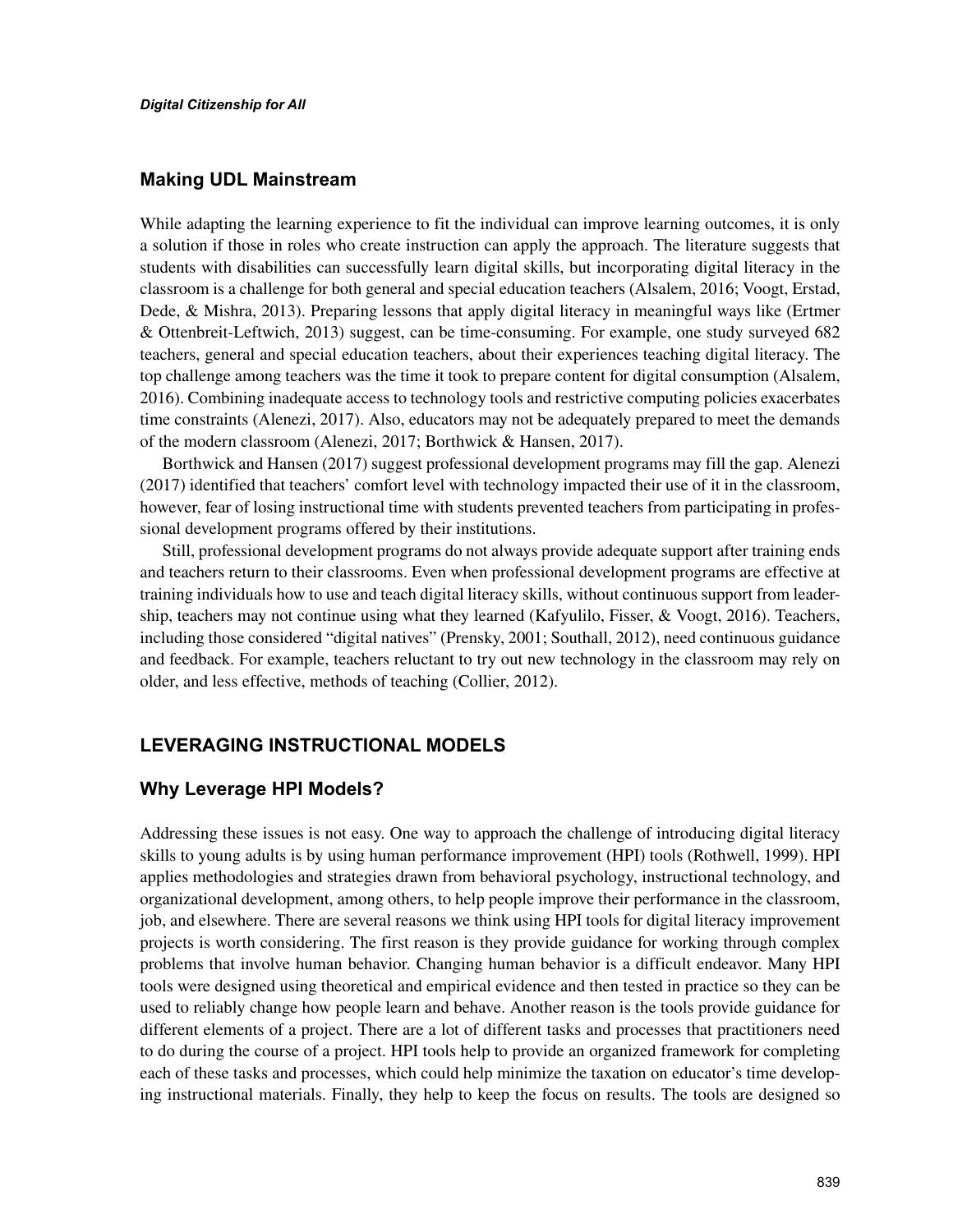### Making UDL Mainstream

While adapting the learning experience to fit the individual can improve learning outcomes, it is only a solution if those in roles who create instruction can apply the approach. The literature suggests that students with disabilities can successfully learn digital skills, but incorporating digital literacy in the classroom is a challenge for both general and special education teachers (Alsalem, 2016; Voogt, Erstad, Dede, & Mishra, 2013). Preparing lessons that apply digital literacy in meaningful ways like (Ertmer & Ottenbreit-Leftwich, 2013) suggest, can be time-consuming. For example, one study surveyed 682 teachers, general and special education teachers, about their experiences teaching digital literacy. The top challenge among teachers was the time it took to prepare content for digital consumption (Alsalem, 2016). Combining inadequate access to technology tools and restrictive computing policies exacerbates time constraints (Alenezi, 2017). Also, educators may not be adequately prepared to meet the demands of the modern classroom (Alenezi, 2017; Borthwick & Hansen, 2017).

Borthwick and Hansen (2017) suggest professional development programs may fill the gap. Alenezi (2017) identified that teachers' comfort level with technology impacted their use of it in the classroom, however, fear of losing instructional time with students prevented teachers from participating in professional development programs offered by their institutions.

Still, professional development programs do not always provide adequate support after training ends and teachers return to their classrooms. Even when professional development programs are effective at training individuals how to use and teach digital literacy skills, without continuous support from leadership, teachers may not continue using what they learned (Kafyulilo, Fisser, & Voogt, 2016). Teachers, including those considered "digital natives" (Prensky, 2001; Southall, 2012), need continuous guidance and feedback. For example, teachers reluctant to try out new technology in the classroom may rely on older, and less effective, methods of teaching (Collier, 2012).

## LEVERAGING INSTRUCTIONAL MODELS

### Why Leverage HPI Models?

Addressing these issues is not easy. One way to approach the challenge of introducing digital literacy skills to young adults is by using human performance improvement (HPI) tools (Rothwell, 1999). HPI applies methodologies and strategies drawn from behavioral psychology, instructional technology, and organizational development, among others, to help people improve their performance in the classroom, job, and elsewhere. There are several reasons we think using HPI tools for digital literacy improvement projects is worth considering. The first reason is they provide guidance for working through complex problems that involve human behavior. Changing human behavior is a difficult endeavor. Many HPI tools were designed using theoretical and empirical evidence and then tested in practice so they can be used to reliably change how people learn and behave. Another reason is the tools provide guidance for different elements of a project. There are a lot of different tasks and processes that practitioners need to do during the course of a project. HPI tools help to provide an organized framework for completing each of these tasks and processes, which could help minimize the taxation on educator's time developing instructional materials. Finally, they help to keep the focus on results. The tools are designed so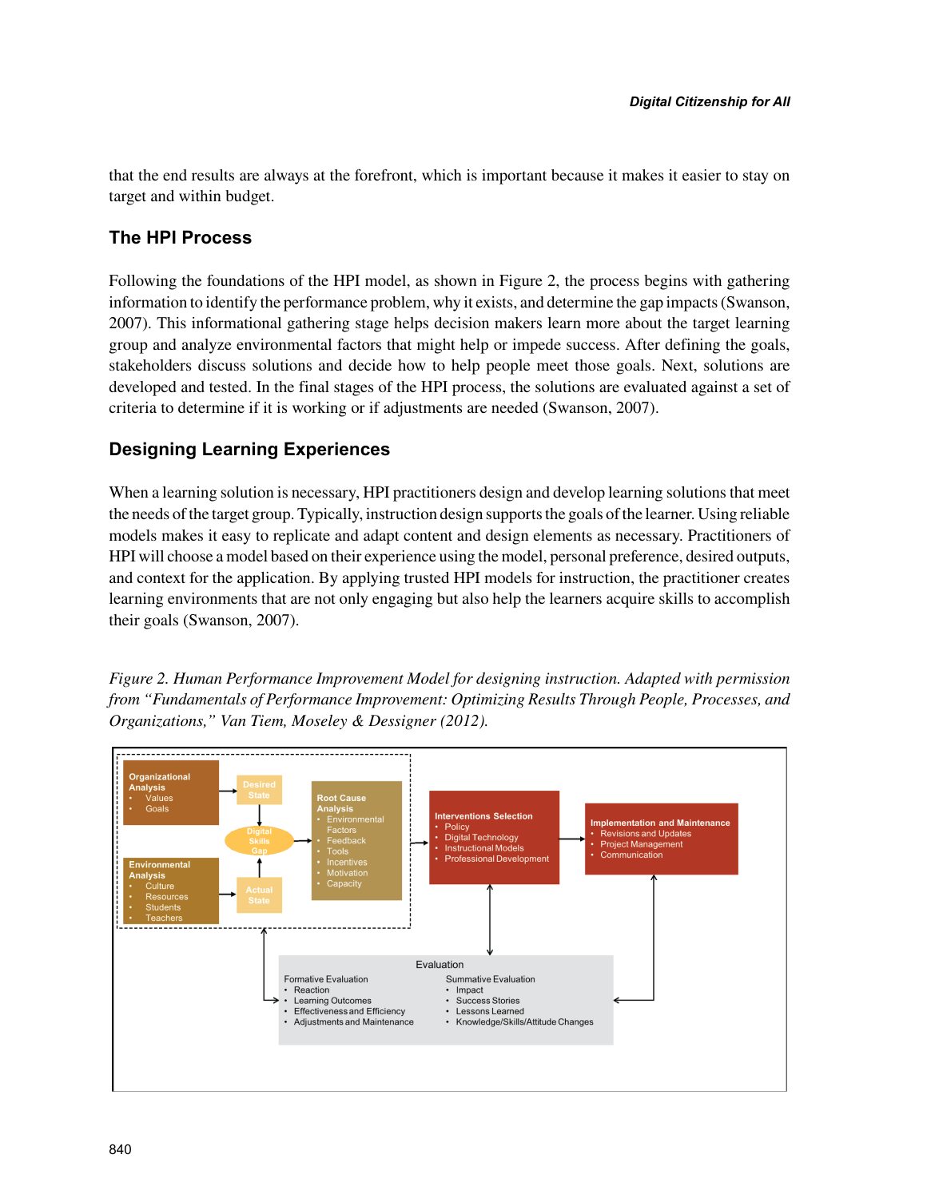that the end results are always at the forefront, which is important because it makes it easier to stay on target and within budget.

## The HPI Process

Following the foundations of the HPI model, as shown in Figure 2, the process begins with gathering information to identify the performance problem, why it exists, and determine the gap impacts (Swanson, 2007). This informational gathering stage helps decision makers learn more about the target learning group and analyze environmental factors that might help or impede success. After defining the goals, stakeholders discuss solutions and decide how to help people meet those goals. Next, solutions are developed and tested. In the final stages of the HPI process, the solutions are evaluated against a set of criteria to determine if it is working or if adjustments are needed (Swanson, 2007).

## Designing Learning Experiences

When a learning solution is necessary, HPI practitioners design and develop learning solutions that meet the needs of the target group. Typically, instruction design supports the goals of the learner. Using reliable models makes it easy to replicate and adapt content and design elements as necessary. Practitioners of HPI will choose a model based on their experience using the model, personal preference, desired outputs, and context for the application. By applying trusted HPI models for instruction, the practitioner creates learning environments that are not only engaging but also help the learners acquire skills to accomplish their goals (Swanson, 2007).

*Figure 2. Human Performance Improvement Model for designing instruction. Adapted with permission from "Fundamentals of Performance Improvement: Optimizing Results Through People, Processes, and Organizations," Van Tiem, Moseley & Dessigner (2012).*

**Organizational Analysis**
- Values
- Goals

**Environmental Analysis**
- Culture
- Resources
- Students
- Teachers

Desired State — Digital Skills Gap — Actual State

**Root Cause Analysis**
- Environmental Factors
- Feedback
- Tools
- Incentives
- Motivation
- Capacity

**Interventions Selection**
- Policy
- Digital Technology
- Instructional Models
- Professional Development

**Implementation and Maintenance**
- Revisions and Updates
- Project Management
- Communication

**Evaluation**

Formative Evaluation
- Reaction
- Learning Outcomes
- Effectiveness and Efficiency
- Adjustments and Maintenance

Summative Evaluation
- Impact
- Success Stories
- Lessons Learned
- Knowledge/Skills/Attitude Changes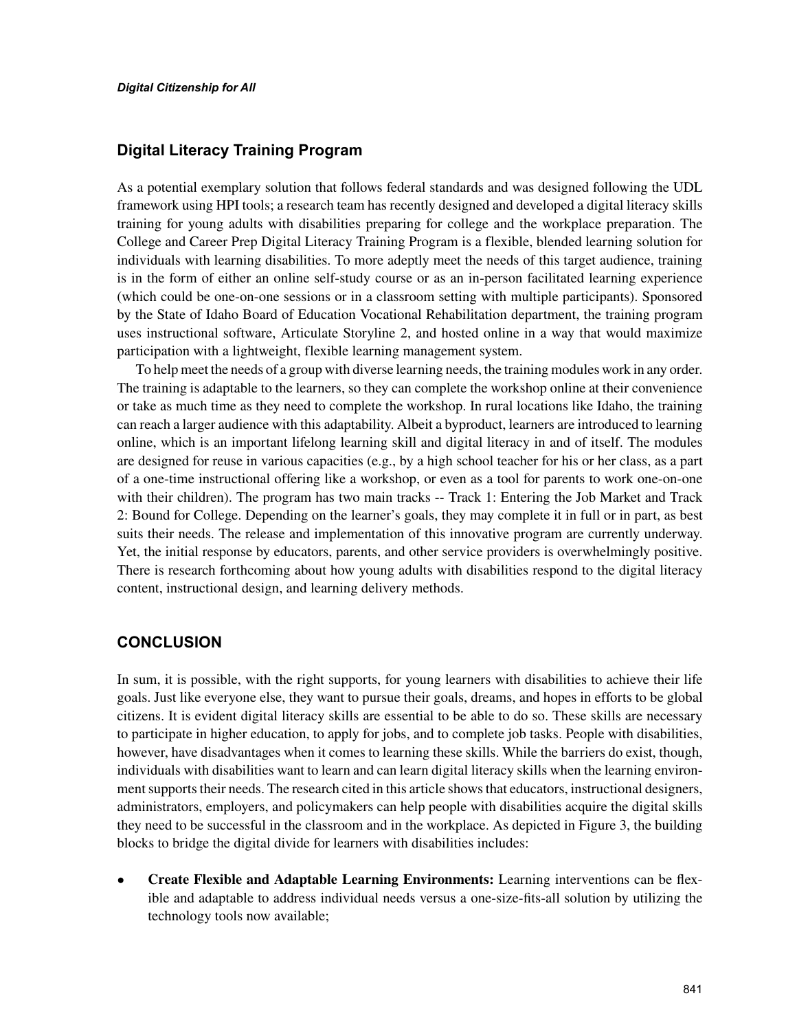## Digital Literacy Training Program

As a potential exemplary solution that follows federal standards and was designed following the UDL framework using HPI tools; a research team has recently designed and developed a digital literacy skills training for young adults with disabilities preparing for college and the workplace preparation. The College and Career Prep Digital Literacy Training Program is a flexible, blended learning solution for individuals with learning disabilities. To more adeptly meet the needs of this target audience, training is in the form of either an online self-study course or as an in-person facilitated learning experience (which could be one-on-one sessions or in a classroom setting with multiple participants). Sponsored by the State of Idaho Board of Education Vocational Rehabilitation department, the training program uses instructional software, Articulate Storyline 2, and hosted online in a way that would maximize participation with a lightweight, flexible learning management system.

To help meet the needs of a group with diverse learning needs, the training modules work in any order. The training is adaptable to the learners, so they can complete the workshop online at their convenience or take as much time as they need to complete the workshop. In rural locations like Idaho, the training can reach a larger audience with this adaptability. Albeit a byproduct, learners are introduced to learning online, which is an important lifelong learning skill and digital literacy in and of itself. The modules are designed for reuse in various capacities (e.g., by a high school teacher for his or her class, as a part of a one-time instructional offering like a workshop, or even as a tool for parents to work one-on-one with their children). The program has two main tracks -- Track 1: Entering the Job Market and Track 2: Bound for College. Depending on the learner's goals, they may complete it in full or in part, as best suits their needs. The release and implementation of this innovative program are currently underway. Yet, the initial response by educators, parents, and other service providers is overwhelmingly positive. There is research forthcoming about how young adults with disabilities respond to the digital literacy content, instructional design, and learning delivery methods.

## CONCLUSION

In sum, it is possible, with the right supports, for young learners with disabilities to achieve their life goals. Just like everyone else, they want to pursue their goals, dreams, and hopes in efforts to be global citizens. It is evident digital literacy skills are essential to be able to do so. These skills are necessary to participate in higher education, to apply for jobs, and to complete job tasks. People with disabilities, however, have disadvantages when it comes to learning these skills. While the barriers do exist, though, individuals with disabilities want to learn and can learn digital literacy skills when the learning environment supports their needs. The research cited in this article shows that educators, instructional designers, administrators, employers, and policymakers can help people with disabilities acquire the digital skills they need to be successful in the classroom and in the workplace. As depicted in Figure 3, the building blocks to bridge the digital divide for learners with disabilities includes:

- **Create Flexible and Adaptable Learning Environments:** Learning interventions can be flexible and adaptable to address individual needs versus a one-size-fits-all solution by utilizing the technology tools now available;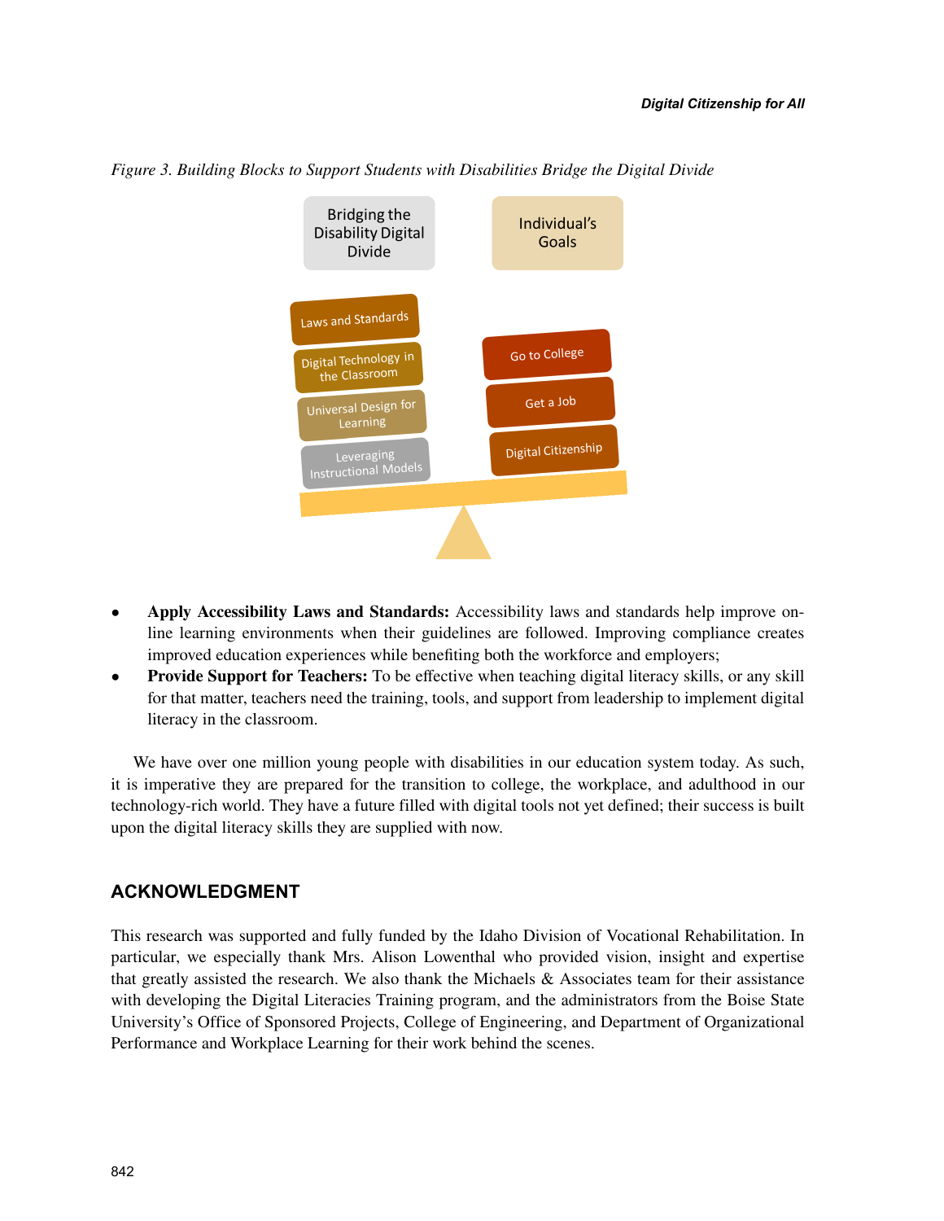*Figure 3. Building Blocks to Support Students with Disabilities Bridge the Digital Divide*

- **Apply Accessibility Laws and Standards:** Accessibility laws and standards help improve online learning environments when their guidelines are followed. Improving compliance creates improved education experiences while benefiting both the workforce and employers;
- **Provide Support for Teachers:** To be effective when teaching digital literacy skills, or any skill for that matter, teachers need the training, tools, and support from leadership to implement digital literacy in the classroom.

We have over one million young people with disabilities in our education system today. As such, it is imperative they are prepared for the transition to college, the workplace, and adulthood in our technology-rich world. They have a future filled with digital tools not yet defined; their success is built upon the digital literacy skills they are supplied with now.

## ACKNOWLEDGMENT

This research was supported and fully funded by the Idaho Division of Vocational Rehabilitation. In particular, we especially thank Mrs. Alison Lowenthal who provided vision, insight and expertise that greatly assisted the research. We also thank the Michaels & Associates team for their assistance with developing the Digital Literacies Training program, and the administrators from the Boise State University's Office of Sponsored Projects, College of Engineering, and Department of Organizational Performance and Workplace Learning for their work behind the scenes.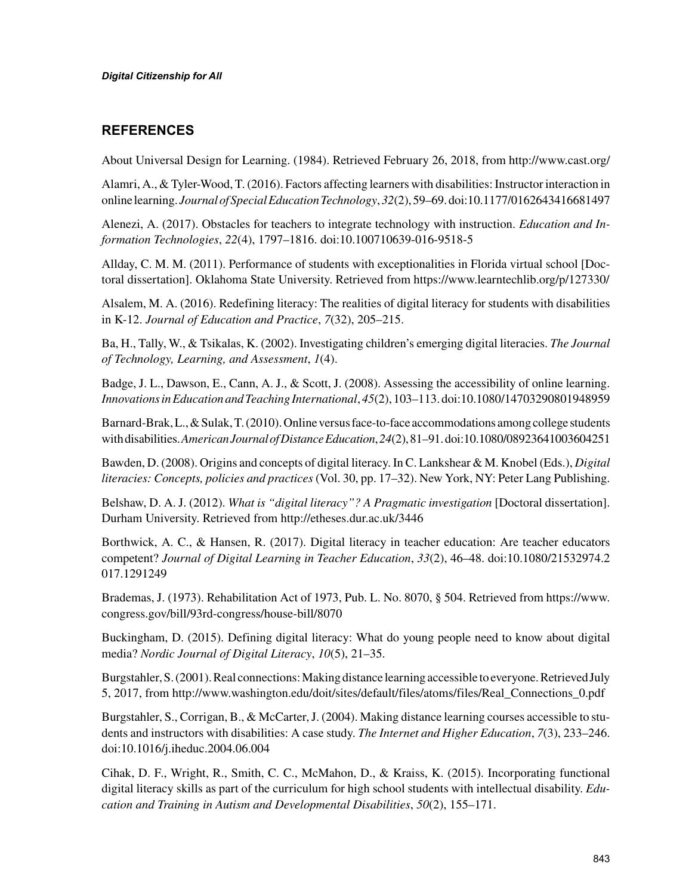## REFERENCES

About Universal Design for Learning. (1984). Retrieved February 26, 2018, from http://www.cast.org/

Alamri, A., & Tyler-Wood, T. (2016). Factors affecting learners with disabilities: Instructor interaction in online learning. *Journal of Special Education Technology*, *32*(2), 59–69. doi:10.1177/0162643416681497

Alenezi, A. (2017). Obstacles for teachers to integrate technology with instruction. *Education and Information Technologies*, *22*(4), 1797–1816. doi:10.100710639-016-9518-5

Allday, C. M. M. (2011). Performance of students with exceptionalities in Florida virtual school [Doctoral dissertation]. Oklahoma State University. Retrieved from https://www.learntechlib.org/p/127330/

Alsalem, M. A. (2016). Redefining literacy: The realities of digital literacy for students with disabilities in K-12. *Journal of Education and Practice*, *7*(32), 205–215.

Ba, H., Tally, W., & Tsikalas, K. (2002). Investigating children's emerging digital literacies. *The Journal of Technology, Learning, and Assessment*, *1*(4).

Badge, J. L., Dawson, E., Cann, A. J., & Scott, J. (2008). Assessing the accessibility of online learning. *Innovations in Education and Teaching International*, *45*(2), 103–113. doi:10.1080/14703290801948959

Barnard-Brak, L., & Sulak, T. (2010). Online versus face-to-face accommodations among college students with disabilities. *American Journal of Distance Education*, *24*(2), 81–91. doi:10.1080/08923641003604251

Bawden, D. (2008). Origins and concepts of digital literacy. In C. Lankshear & M. Knobel (Eds.), *Digital literacies: Concepts, policies and practices* (Vol. 30, pp. 17–32). New York, NY: Peter Lang Publishing.

Belshaw, D. A. J. (2012). *What is "digital literacy"? A Pragmatic investigation* [Doctoral dissertation]. Durham University. Retrieved from http://etheses.dur.ac.uk/3446

Borthwick, A. C., & Hansen, R. (2017). Digital literacy in teacher education: Are teacher educators competent? *Journal of Digital Learning in Teacher Education*, *33*(2), 46–48. doi:10.1080/21532974.2017.1291249

Brademas, J. (1973). Rehabilitation Act of 1973, Pub. L. No. 8070, § 504. Retrieved from https://www.congress.gov/bill/93rd-congress/house-bill/8070

Buckingham, D. (2015). Defining digital literacy: What do young people need to know about digital media? *Nordic Journal of Digital Literacy*, *10*(5), 21–35.

Burgstahler, S. (2001). Real connections: Making distance learning accessible to everyone. Retrieved July 5, 2017, from http://www.washington.edu/doit/sites/default/files/atoms/files/Real_Connections_0.pdf

Burgstahler, S., Corrigan, B., & McCarter, J. (2004). Making distance learning courses accessible to students and instructors with disabilities: A case study. *The Internet and Higher Education*, *7*(3), 233–246. doi:10.1016/j.iheduc.2004.06.004

Cihak, D. F., Wright, R., Smith, C. C., McMahon, D., & Kraiss, K. (2015). Incorporating functional digital literacy skills as part of the curriculum for high school students with intellectual disability. *Education and Training in Autism and Developmental Disabilities*, *50*(2), 155–171.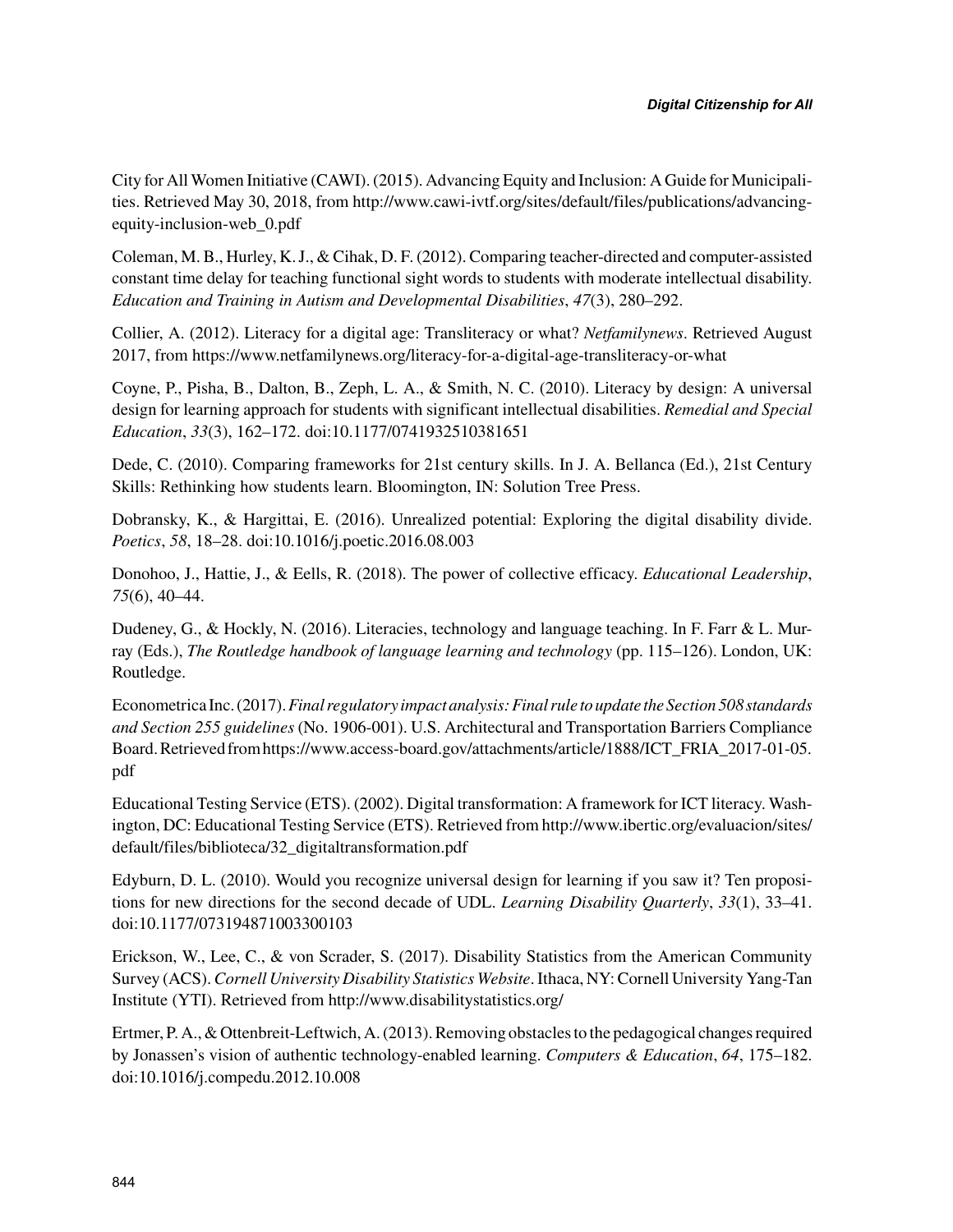City for All Women Initiative (CAWI). (2015). Advancing Equity and Inclusion: A Guide for Municipalities. Retrieved May 30, 2018, from http://www.cawi-ivtf.org/sites/default/files/publications/advancing-equity-inclusion-web_0.pdf

Coleman, M. B., Hurley, K. J., & Cihak, D. F. (2012). Comparing teacher-directed and computer-assisted constant time delay for teaching functional sight words to students with moderate intellectual disability. *Education and Training in Autism and Developmental Disabilities*, *47*(3), 280–292.

Collier, A. (2012). Literacy for a digital age: Transliteracy or what? *Netfamilynews*. Retrieved August 2017, from https://www.netfamilynews.org/literacy-for-a-digital-age-transliteracy-or-what

Coyne, P., Pisha, B., Dalton, B., Zeph, L. A., & Smith, N. C. (2010). Literacy by design: A universal design for learning approach for students with significant intellectual disabilities. *Remedial and Special Education*, *33*(3), 162–172. doi:10.1177/0741932510381651

Dede, C. (2010). Comparing frameworks for 21st century skills. In J. A. Bellanca (Ed.), 21st Century Skills: Rethinking how students learn. Bloomington, IN: Solution Tree Press.

Dobransky, K., & Hargittai, E. (2016). Unrealized potential: Exploring the digital disability divide. *Poetics*, *58*, 18–28. doi:10.1016/j.poetic.2016.08.003

Donohoo, J., Hattie, J., & Eells, R. (2018). The power of collective efficacy. *Educational Leadership*, *75*(6), 40–44.

Dudeney, G., & Hockly, N. (2016). Literacies, technology and language teaching. In F. Farr & L. Murray (Eds.), *The Routledge handbook of language learning and technology* (pp. 115–126). London, UK: Routledge.

Econometrica Inc. (2017). *Final regulatory impact analysis: Final rule to update the Section 508 standards and Section 255 guidelines* (No. 1906-001). U.S. Architectural and Transportation Barriers Compliance Board. Retrieved from https://www.access-board.gov/attachments/article/1888/ICT_FRIA_2017-01-05.pdf

Educational Testing Service (ETS). (2002). Digital transformation: A framework for ICT literacy. Washington, DC: Educational Testing Service (ETS). Retrieved from http://www.ibertic.org/evaluacion/sites/default/files/biblioteca/32_digitaltransformation.pdf

Edyburn, D. L. (2010). Would you recognize universal design for learning if you saw it? Ten propositions for new directions for the second decade of UDL. *Learning Disability Quarterly*, *33*(1), 33–41. doi:10.1177/073194871003300103

Erickson, W., Lee, C., & von Scrader, S. (2017). Disability Statistics from the American Community Survey (ACS). *Cornell University Disability Statistics Website*. Ithaca, NY: Cornell University Yang-Tan Institute (YTI). Retrieved from http://www.disabilitystatistics.org/

Ertmer, P. A., & Ottenbreit-Leftwich, A. (2013). Removing obstacles to the pedagogical changes required by Jonassen's vision of authentic technology-enabled learning. *Computers & Education*, *64*, 175–182. doi:10.1016/j.compedu.2012.10.008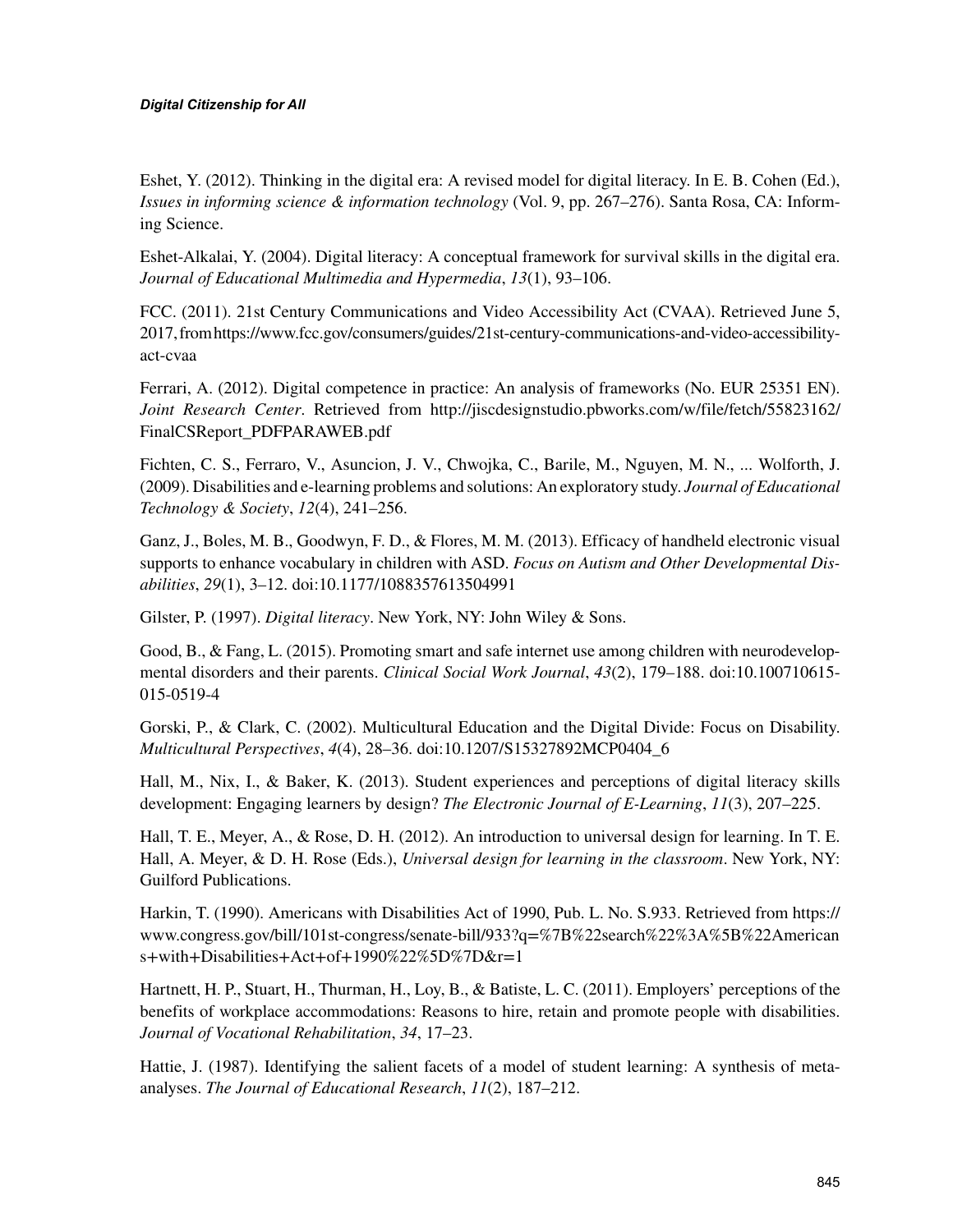Eshet, Y. (2012). Thinking in the digital era: A revised model for digital literacy. In E. B. Cohen (Ed.), *Issues in informing science & information technology* (Vol. 9, pp. 267–276). Santa Rosa, CA: Informing Science.

Eshet-Alkalai, Y. (2004). Digital literacy: A conceptual framework for survival skills in the digital era. *Journal of Educational Multimedia and Hypermedia*, *13*(1), 93–106.

FCC. (2011). 21st Century Communications and Video Accessibility Act (CVAA). Retrieved June 5, 2017, from https://www.fcc.gov/consumers/guides/21st-century-communications-and-video-accessibility-act-cvaa

Ferrari, A. (2012). Digital competence in practice: An analysis of frameworks (No. EUR 25351 EN). *Joint Research Center*. Retrieved from http://jiscdesignstudio.pbworks.com/w/file/fetch/55823162/FinalCSReport_PDFPARAWEB.pdf

Fichten, C. S., Ferraro, V., Asuncion, J. V., Chwojka, C., Barile, M., Nguyen, M. N., ... Wolforth, J. (2009). Disabilities and e-learning problems and solutions: An exploratory study. *Journal of Educational Technology & Society*, *12*(4), 241–256.

Ganz, J., Boles, M. B., Goodwyn, F. D., & Flores, M. M. (2013). Efficacy of handheld electronic visual supports to enhance vocabulary in children with ASD. *Focus on Autism and Other Developmental Disabilities*, *29*(1), 3–12. doi:10.1177/1088357613504991

Gilster, P. (1997). *Digital literacy*. New York, NY: John Wiley & Sons.

Good, B., & Fang, L. (2015). Promoting smart and safe internet use among children with neurodevelopmental disorders and their parents. *Clinical Social Work Journal*, *43*(2), 179–188. doi:10.100710615-015-0519-4

Gorski, P., & Clark, C. (2002). Multicultural Education and the Digital Divide: Focus on Disability. *Multicultural Perspectives*, *4*(4), 28–36. doi:10.1207/S15327892MCP0404_6

Hall, M., Nix, I., & Baker, K. (2013). Student experiences and perceptions of digital literacy skills development: Engaging learners by design? *The Electronic Journal of E-Learning*, *11*(3), 207–225.

Hall, T. E., Meyer, A., & Rose, D. H. (2012). An introduction to universal design for learning. In T. E. Hall, A. Meyer, & D. H. Rose (Eds.), *Universal design for learning in the classroom*. New York, NY: Guilford Publications.

Harkin, T. (1990). Americans with Disabilities Act of 1990, Pub. L. No. S.933. Retrieved from https://www.congress.gov/bill/101st-congress/senate-bill/933?q=%7B%22search%22%3A%5B%22Americans+with+Disabilities+Act+of+1990%22%5D%7D&r=1

Hartnett, H. P., Stuart, H., Thurman, H., Loy, B., & Batiste, L. C. (2011). Employers' perceptions of the benefits of workplace accommodations: Reasons to hire, retain and promote people with disabilities. *Journal of Vocational Rehabilitation*, *34*, 17–23.

Hattie, J. (1987). Identifying the salient facets of a model of student learning: A synthesis of meta-analyses. *The Journal of Educational Research*, *11*(2), 187–212.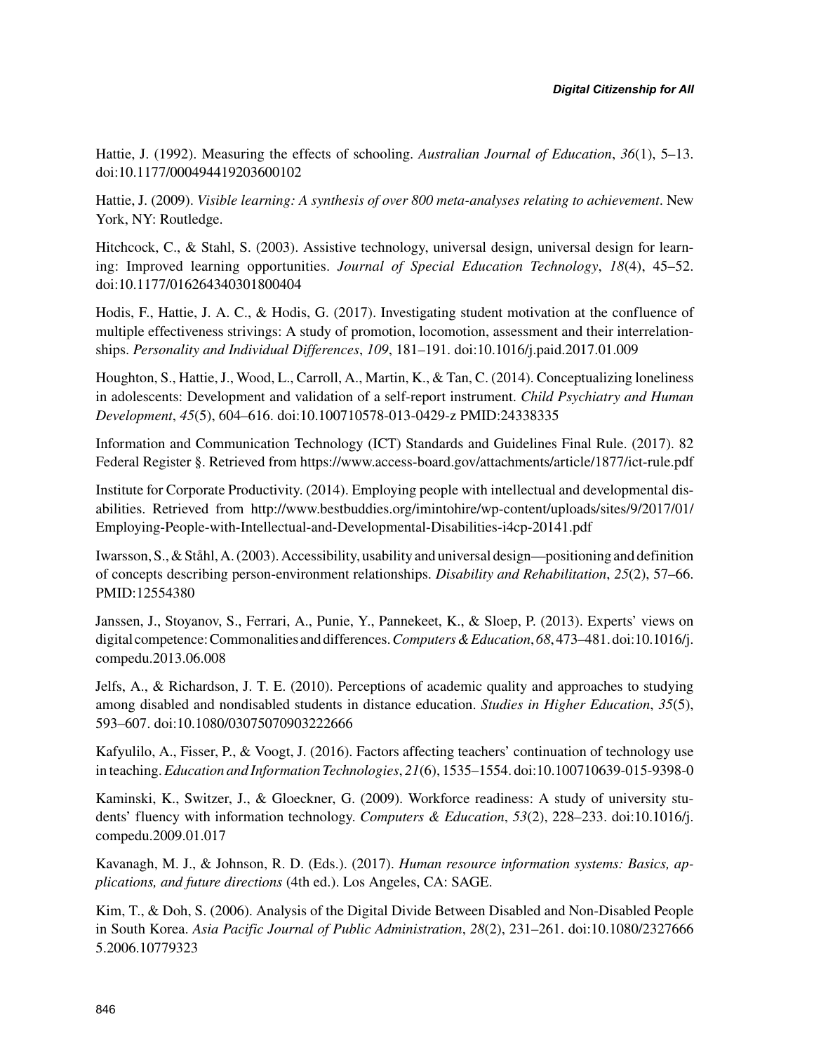Hattie, J. (1992). Measuring the effects of schooling. *Australian Journal of Education*, *36*(1), 5–13. doi:10.1177/000494419203600102

Hattie, J. (2009). *Visible learning: A synthesis of over 800 meta-analyses relating to achievement*. New York, NY: Routledge.

Hitchcock, C., & Stahl, S. (2003). Assistive technology, universal design, universal design for learning: Improved learning opportunities. *Journal of Special Education Technology*, *18*(4), 45–52. doi:10.1177/016264340301800404

Hodis, F., Hattie, J. A. C., & Hodis, G. (2017). Investigating student motivation at the confluence of multiple effectiveness strivings: A study of promotion, locomotion, assessment and their interrelationships. *Personality and Individual Differences*, *109*, 181–191. doi:10.1016/j.paid.2017.01.009

Houghton, S., Hattie, J., Wood, L., Carroll, A., Martin, K., & Tan, C. (2014). Conceptualizing loneliness in adolescents: Development and validation of a self-report instrument. *Child Psychiatry and Human Development*, *45*(5), 604–616. doi:10.100710578-013-0429-z PMID:24338335

Information and Communication Technology (ICT) Standards and Guidelines Final Rule. (2017). 82 Federal Register §. Retrieved from https://www.access-board.gov/attachments/article/1877/ict-rule.pdf

Institute for Corporate Productivity. (2014). Employing people with intellectual and developmental disabilities. Retrieved from http://www.bestbuddies.org/imintohire/wp-content/uploads/sites/9/2017/01/Employing-People-with-Intellectual-and-Developmental-Disabilities-i4cp-20141.pdf

Iwarsson, S., & Ståhl, A. (2003). Accessibility, usability and universal design—positioning and definition of concepts describing person-environment relationships. *Disability and Rehabilitation*, *25*(2), 57–66. PMID:12554380

Janssen, J., Stoyanov, S., Ferrari, A., Punie, Y., Pannekeet, K., & Sloep, P. (2013). Experts' views on digital competence: Commonalities and differences. *Computers & Education*, *68*, 473–481. doi:10.1016/j.compedu.2013.06.008

Jelfs, A., & Richardson, J. T. E. (2010). Perceptions of academic quality and approaches to studying among disabled and nondisabled students in distance education. *Studies in Higher Education*, *35*(5), 593–607. doi:10.1080/03075070903222666

Kafyulilo, A., Fisser, P., & Voogt, J. (2016). Factors affecting teachers' continuation of technology use in teaching. *Education and Information Technologies*, *21*(6), 1535–1554. doi:10.100710639-015-9398-0

Kaminski, K., Switzer, J., & Gloeckner, G. (2009). Workforce readiness: A study of university students' fluency with information technology. *Computers & Education*, *53*(2), 228–233. doi:10.1016/j.compedu.2009.01.017

Kavanagh, M. J., & Johnson, R. D. (Eds.). (2017). *Human resource information systems: Basics, applications, and future directions* (4th ed.). Los Angeles, CA: SAGE.

Kim, T., & Doh, S. (2006). Analysis of the Digital Divide Between Disabled and Non-Disabled People in South Korea. *Asia Pacific Journal of Public Administration*, *28*(2), 231–261. doi:10.1080/23276665.2006.10779323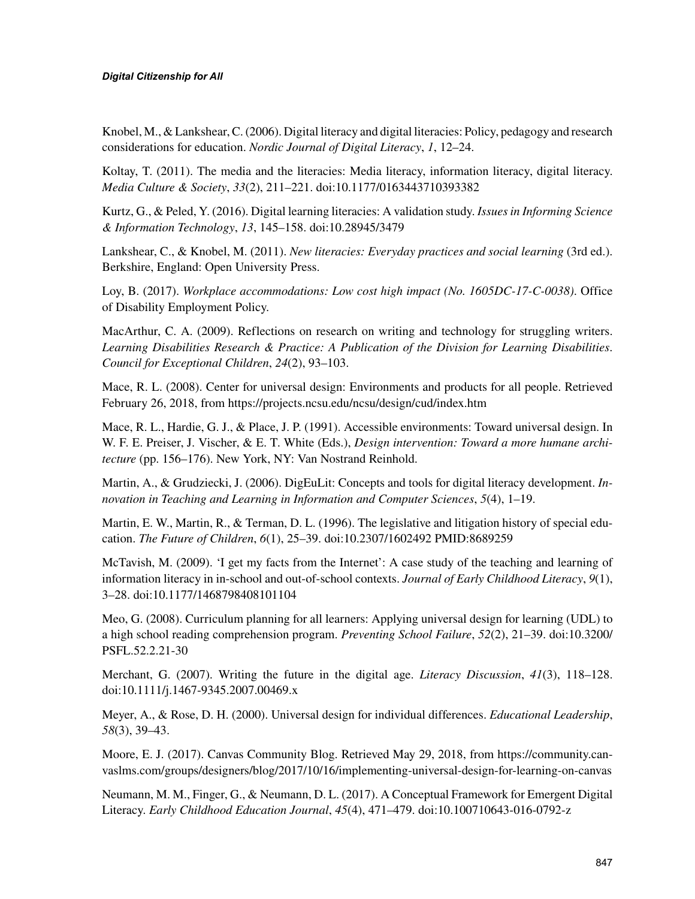Knobel, M., & Lankshear, C. (2006). Digital literacy and digital literacies: Policy, pedagogy and research considerations for education. *Nordic Journal of Digital Literacy*, *1*, 12–24.

Koltay, T. (2011). The media and the literacies: Media literacy, information literacy, digital literacy. *Media Culture & Society*, *33*(2), 211–221. doi:10.1177/0163443710393382

Kurtz, G., & Peled, Y. (2016). Digital learning literacies: A validation study. *Issues in Informing Science & Information Technology*, *13*, 145–158. doi:10.28945/3479

Lankshear, C., & Knobel, M. (2011). *New literacies: Everyday practices and social learning* (3rd ed.). Berkshire, England: Open University Press.

Loy, B. (2017). *Workplace accommodations: Low cost high impact (No. 1605DC-17-C-0038)*. Office of Disability Employment Policy.

MacArthur, C. A. (2009). Reflections on research on writing and technology for struggling writers. *Learning Disabilities Research & Practice: A Publication of the Division for Learning Disabilities*. *Council for Exceptional Children*, *24*(2), 93–103.

Mace, R. L. (2008). Center for universal design: Environments and products for all people. Retrieved February 26, 2018, from https://projects.ncsu.edu/ncsu/design/cud/index.htm

Mace, R. L., Hardie, G. J., & Place, J. P. (1991). Accessible environments: Toward universal design. In W. F. E. Preiser, J. Vischer, & E. T. White (Eds.), *Design intervention: Toward a more humane architecture* (pp. 156–176). New York, NY: Van Nostrand Reinhold.

Martin, A., & Grudziecki, J. (2006). DigEuLit: Concepts and tools for digital literacy development. *Innovation in Teaching and Learning in Information and Computer Sciences*, *5*(4), 1–19.

Martin, E. W., Martin, R., & Terman, D. L. (1996). The legislative and litigation history of special education. *The Future of Children*, *6*(1), 25–39. doi:10.2307/1602492 PMID:8689259

McTavish, M. (2009). 'I get my facts from the Internet': A case study of the teaching and learning of information literacy in in-school and out-of-school contexts. *Journal of Early Childhood Literacy*, *9*(1), 3–28. doi:10.1177/1468798408101104

Meo, G. (2008). Curriculum planning for all learners: Applying universal design for learning (UDL) to a high school reading comprehension program. *Preventing School Failure*, *52*(2), 21–39. doi:10.3200/PSFL.52.2.21-30

Merchant, G. (2007). Writing the future in the digital age. *Literacy Discussion*, *41*(3), 118–128. doi:10.1111/j.1467-9345.2007.00469.x

Meyer, A., & Rose, D. H. (2000). Universal design for individual differences. *Educational Leadership*, *58*(3), 39–43.

Moore, E. J. (2017). Canvas Community Blog. Retrieved May 29, 2018, from https://community.canvaslms.com/groups/designers/blog/2017/10/16/implementing-universal-design-for-learning-on-canvas

Neumann, M. M., Finger, G., & Neumann, D. L. (2017). A Conceptual Framework for Emergent Digital Literacy. *Early Childhood Education Journal*, *45*(4), 471–479. doi:10.100710643-016-0792-z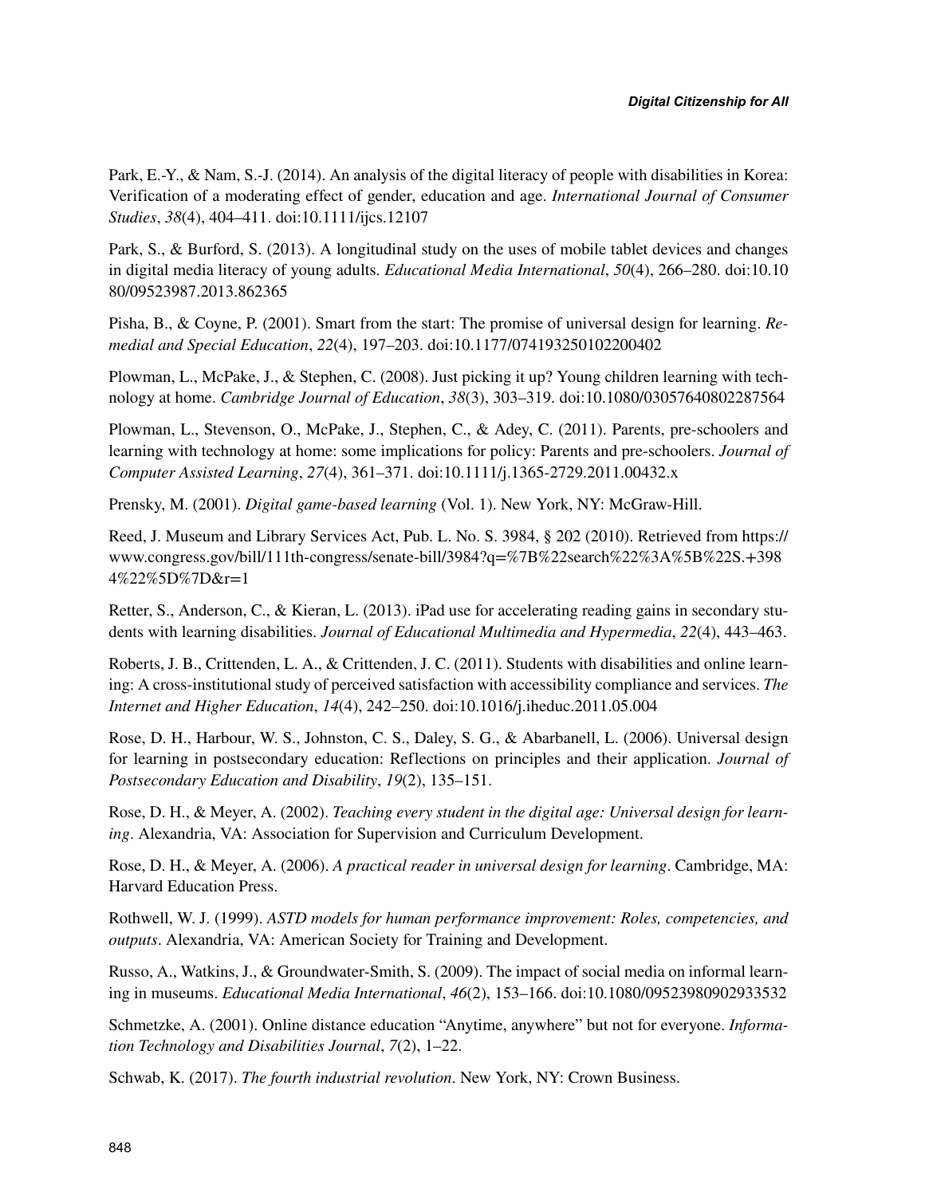Park, E.-Y., & Nam, S.-J. (2014). An analysis of the digital literacy of people with disabilities in Korea: Verification of a moderating effect of gender, education and age. *International Journal of Consumer Studies*, *38*(4), 404–411. doi:10.1111/ijcs.12107

Park, S., & Burford, S. (2013). A longitudinal study on the uses of mobile tablet devices and changes in digital media literacy of young adults. *Educational Media International*, *50*(4), 266–280. doi:10.1080/09523987.2013.862365

Pisha, B., & Coyne, P. (2001). Smart from the start: The promise of universal design for learning. *Remedial and Special Education*, *22*(4), 197–203. doi:10.1177/074193250102200402

Plowman, L., McPake, J., & Stephen, C. (2008). Just picking it up? Young children learning with technology at home. *Cambridge Journal of Education*, *38*(3), 303–319. doi:10.1080/03057640802287564

Plowman, L., Stevenson, O., McPake, J., Stephen, C., & Adey, C. (2011). Parents, pre-schoolers and learning with technology at home: some implications for policy: Parents and pre-schoolers. *Journal of Computer Assisted Learning*, *27*(4), 361–371. doi:10.1111/j.1365-2729.2011.00432.x

Prensky, M. (2001). *Digital game-based learning* (Vol. 1). New York, NY: McGraw-Hill.

Reed, J. Museum and Library Services Act, Pub. L. No. S. 3984, § 202 (2010). Retrieved from https://www.congress.gov/bill/111th-congress/senate-bill/3984?q=%7B%22search%22%3A%5B%22S.+3984%22%5D%7D&r=1

Retter, S., Anderson, C., & Kieran, L. (2013). iPad use for accelerating reading gains in secondary students with learning disabilities. *Journal of Educational Multimedia and Hypermedia*, *22*(4), 443–463.

Roberts, J. B., Crittenden, L. A., & Crittenden, J. C. (2011). Students with disabilities and online learning: A cross-institutional study of perceived satisfaction with accessibility compliance and services. *The Internet and Higher Education*, *14*(4), 242–250. doi:10.1016/j.iheduc.2011.05.004

Rose, D. H., Harbour, W. S., Johnston, C. S., Daley, S. G., & Abarbanell, L. (2006). Universal design for learning in postsecondary education: Reflections on principles and their application. *Journal of Postsecondary Education and Disability*, *19*(2), 135–151.

Rose, D. H., & Meyer, A. (2002). *Teaching every student in the digital age: Universal design for learning*. Alexandria, VA: Association for Supervision and Curriculum Development.

Rose, D. H., & Meyer, A. (2006). *A practical reader in universal design for learning*. Cambridge, MA: Harvard Education Press.

Rothwell, W. J. (1999). *ASTD models for human performance improvement: Roles, competencies, and outputs*. Alexandria, VA: American Society for Training and Development.

Russo, A., Watkins, J., & Groundwater-Smith, S. (2009). The impact of social media on informal learning in museums. *Educational Media International*, *46*(2), 153–166. doi:10.1080/09523980902933532

Schmetzke, A. (2001). Online distance education "Anytime, anywhere" but not for everyone. *Information Technology and Disabilities Journal*, *7*(2), 1–22.

Schwab, K. (2017). *The fourth industrial revolution*. New York, NY: Crown Business.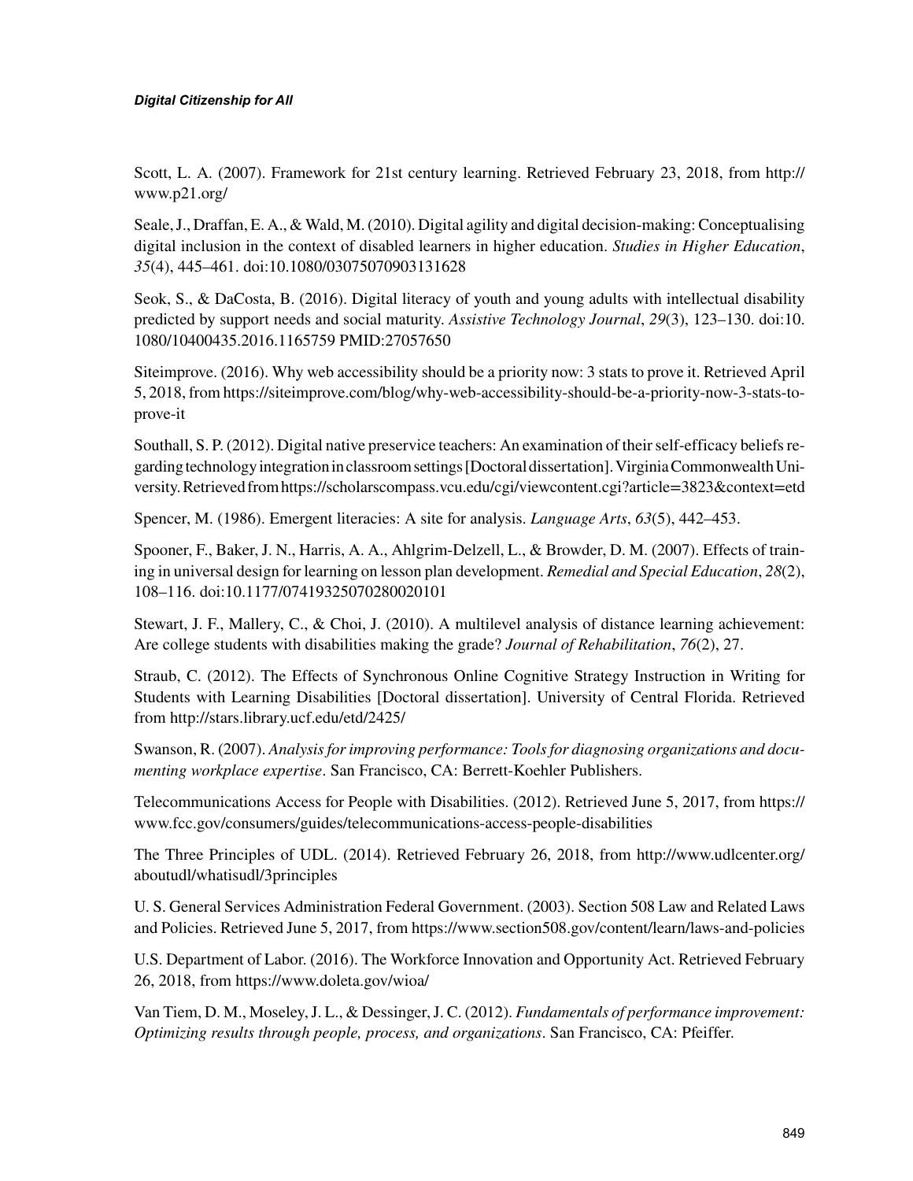Scott, L. A. (2007). Framework for 21st century learning. Retrieved February 23, 2018, from http://www.p21.org/

Seale, J., Draffan, E. A., & Wald, M. (2010). Digital agility and digital decision-making: Conceptualising digital inclusion in the context of disabled learners in higher education. *Studies in Higher Education*, *35*(4), 445–461. doi:10.1080/03075070903131628

Seok, S., & DaCosta, B. (2016). Digital literacy of youth and young adults with intellectual disability predicted by support needs and social maturity. *Assistive Technology Journal*, *29*(3), 123–130. doi:10.1080/10400435.2016.1165759 PMID:27057650

Siteimprove. (2016). Why web accessibility should be a priority now: 3 stats to prove it. Retrieved April 5, 2018, from https://siteimprove.com/blog/why-web-accessibility-should-be-a-priority-now-3-stats-to-prove-it

Southall, S. P. (2012). Digital native preservice teachers: An examination of their self-efficacy beliefs regarding technology integration in classroom settings [Doctoral dissertation]. Virginia Commonwealth University. Retrieved from https://scholarscompass.vcu.edu/cgi/viewcontent.cgi?article=3823&context=etd

Spencer, M. (1986). Emergent literacies: A site for analysis. *Language Arts*, *63*(5), 442–453.

Spooner, F., Baker, J. N., Harris, A. A., Ahlgrim-Delzell, L., & Browder, D. M. (2007). Effects of training in universal design for learning on lesson plan development. *Remedial and Special Education*, *28*(2), 108–116. doi:10.1177/07419325070280020101

Stewart, J. F., Mallery, C., & Choi, J. (2010). A multilevel analysis of distance learning achievement: Are college students with disabilities making the grade? *Journal of Rehabilitation*, *76*(2), 27.

Straub, C. (2012). The Effects of Synchronous Online Cognitive Strategy Instruction in Writing for Students with Learning Disabilities [Doctoral dissertation]. University of Central Florida. Retrieved from http://stars.library.ucf.edu/etd/2425/

Swanson, R. (2007). *Analysis for improving performance: Tools for diagnosing organizations and documenting workplace expertise*. San Francisco, CA: Berrett-Koehler Publishers.

Telecommunications Access for People with Disabilities. (2012). Retrieved June 5, 2017, from https://www.fcc.gov/consumers/guides/telecommunications-access-people-disabilities

The Three Principles of UDL. (2014). Retrieved February 26, 2018, from http://www.udlcenter.org/aboutudl/whatisudl/3principles

U. S. General Services Administration Federal Government. (2003). Section 508 Law and Related Laws and Policies. Retrieved June 5, 2017, from https://www.section508.gov/content/learn/laws-and-policies

U.S. Department of Labor. (2016). The Workforce Innovation and Opportunity Act. Retrieved February 26, 2018, from https://www.doleta.gov/wioa/

Van Tiem, D. M., Moseley, J. L., & Dessinger, J. C. (2012). *Fundamentals of performance improvement: Optimizing results through people, process, and organizations*. San Francisco, CA: Pfeiffer.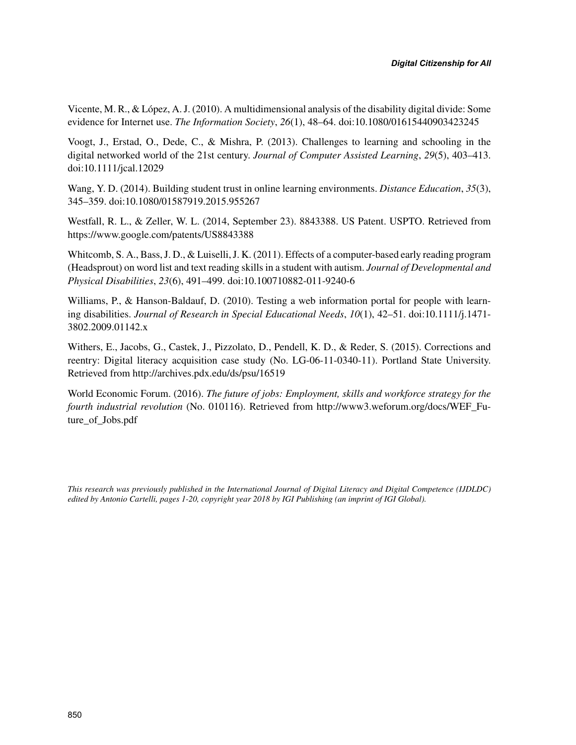Vicente, M. R., & López, A. J. (2010). A multidimensional analysis of the disability digital divide: Some evidence for Internet use. *The Information Society*, *26*(1), 48–64. doi:10.1080/01615440903423245

Voogt, J., Erstad, O., Dede, C., & Mishra, P. (2013). Challenges to learning and schooling in the digital networked world of the 21st century. *Journal of Computer Assisted Learning*, *29*(5), 403–413. doi:10.1111/jcal.12029

Wang, Y. D. (2014). Building student trust in online learning environments. *Distance Education*, *35*(3), 345–359. doi:10.1080/01587919.2015.955267

Westfall, R. L., & Zeller, W. L. (2014, September 23). 8843388. US Patent. USPTO. Retrieved from https://www.google.com/patents/US8843388

Whitcomb, S. A., Bass, J. D., & Luiselli, J. K. (2011). Effects of a computer-based early reading program (Headsprout) on word list and text reading skills in a student with autism. *Journal of Developmental and Physical Disabilities*, *23*(6), 491–499. doi:10.100710882-011-9240-6

Williams, P., & Hanson-Baldauf, D. (2010). Testing a web information portal for people with learning disabilities. *Journal of Research in Special Educational Needs*, *10*(1), 42–51. doi:10.1111/j.1471-3802.2009.01142.x

Withers, E., Jacobs, G., Castek, J., Pizzolato, D., Pendell, K. D., & Reder, S. (2015). Corrections and reentry: Digital literacy acquisition case study (No. LG-06-11-0340-11). Portland State University. Retrieved from http://archives.pdx.edu/ds/psu/16519

World Economic Forum. (2016). *The future of jobs: Employment, skills and workforce strategy for the fourth industrial revolution* (No. 010116). Retrieved from http://www3.weforum.org/docs/WEF_Future_of_Jobs.pdf

*This research was previously published in the International Journal of Digital Literacy and Digital Competence (IJDLDC) edited by Antonio Cartelli, pages 1-20, copyright year 2018 by IGI Publishing (an imprint of IGI Global).*